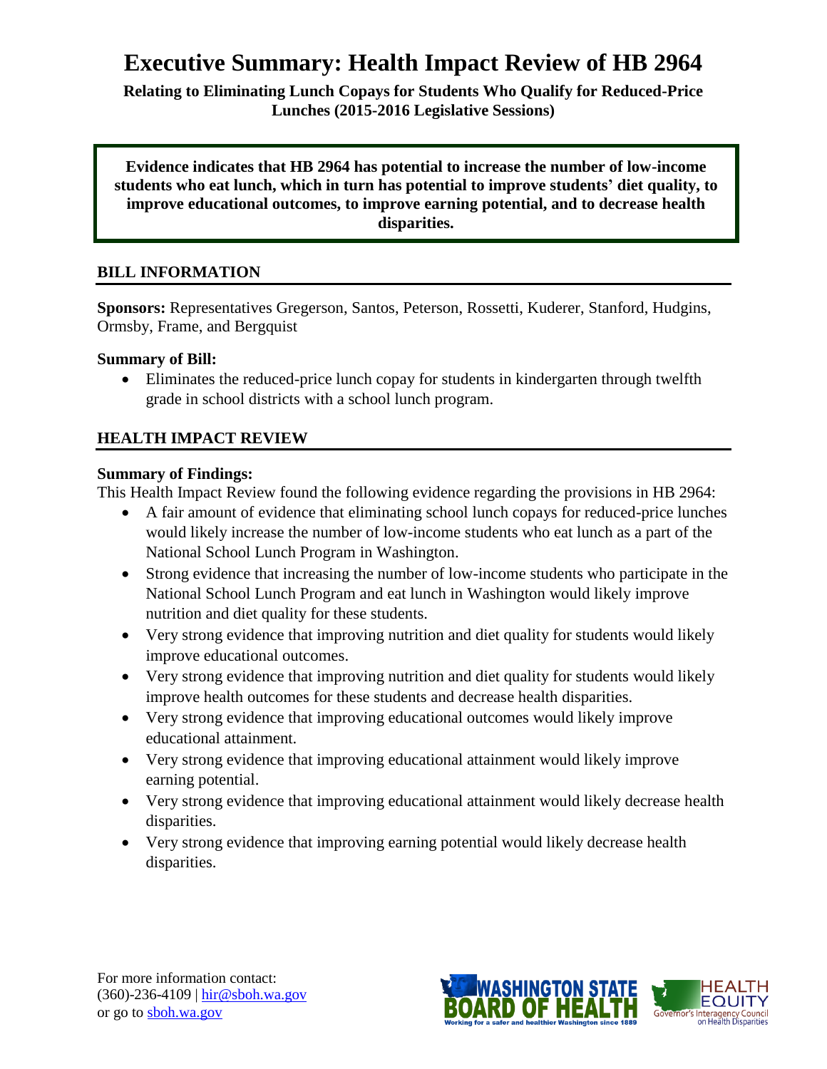# Executive Summary: Health Impact Review of HB 2964

**Relating to Eliminating Lunch Copays for Students Who Qualify for Reduced-Price Lunches (2015-2016 Legislative Sessions)**

**Evidence indicates that HB 2964 has potential to increase the number of low-income students who eat lunch, which in turn has potential to improve students' diet quality, to improve educational outcomes, to improve earning potential, and to decrease health disparities.**

## BILL INFORMATION

**Sponsors:** Representatives Gregerson, Santos, Peterson, Rossetti, Kuderer, Stanford, Hudgins, Ormsby, Frame, and Bergquist

**Summary of Bill:**

- Eliminates the reduced-price lunch copay for students in kindergarten through twelfth grade in school districts with a school lunch program.

## HEALTH IMPACT REVIEW

**Summary of Findings:**

This Health Impact Review found the following evidence regarding the provisions in HB 2964:

- A fair amount of evidence that eliminating school lunch copays for reduced-price lunches would likely increase the number of low-income students who eat lunch as a part of the National School Lunch Program in Washington.
- Strong evidence that increasing the number of low-income students who participate in the National School Lunch Program and eat lunch in Washington would likely improve nutrition and diet quality for these students.
- Very strong evidence that improving nutrition and diet quality for students would likely improve educational outcomes.
- Very strong evidence that improving nutrition and diet quality for students would likely improve health outcomes for these students and decrease health disparities.
- Very strong evidence that improving educational outcomes would likely improve educational attainment.
- Very strong evidence that improving educational attainment would likely improve earning potential.
- Very strong evidence that improving educational attainment would likely decrease health disparities.
- Very strong evidence that improving earning potential would likely decrease health disparities.

For more information contact:
(360)-236-4109 | hir@sboh.wa.gov
or go to sboh.wa.gov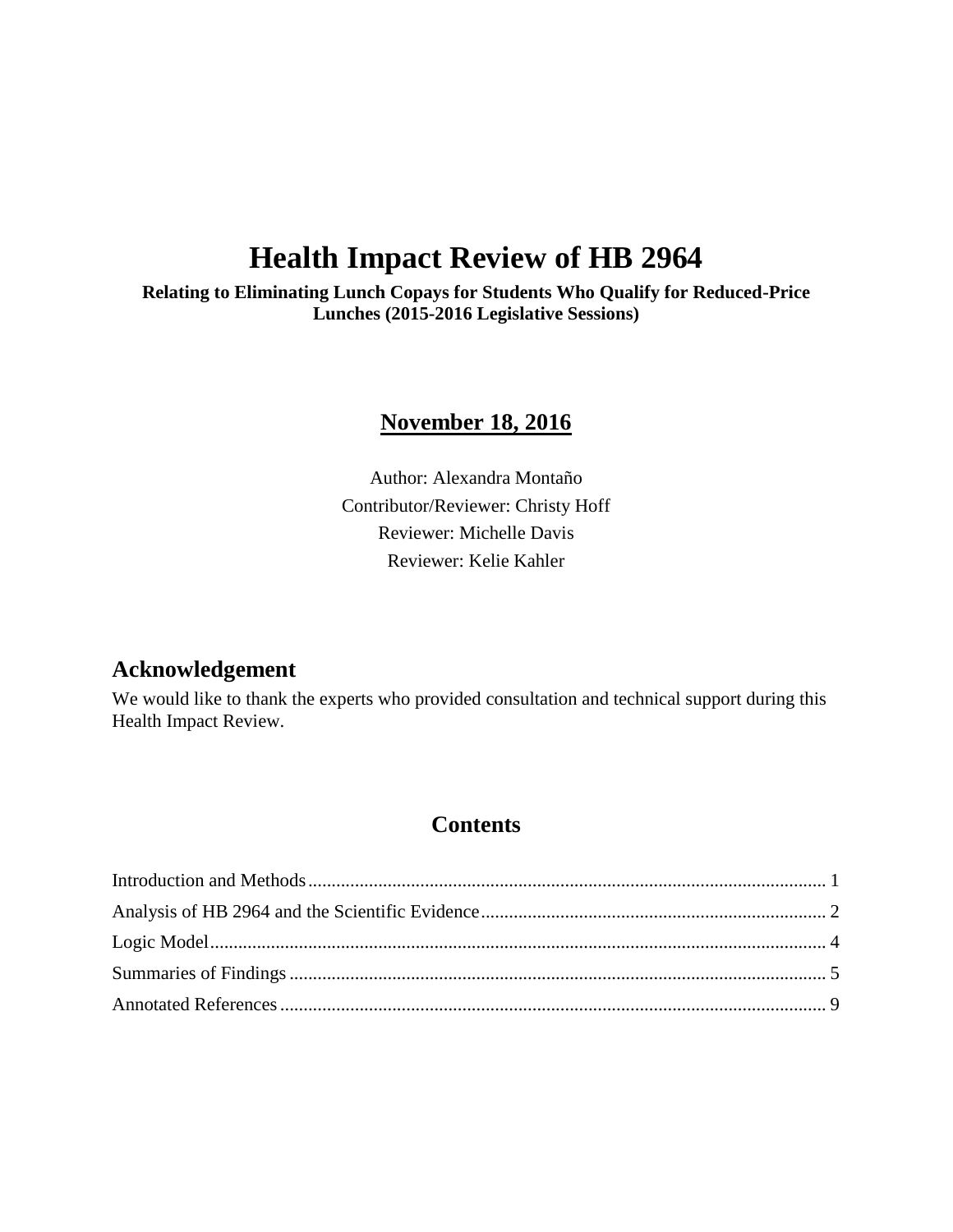# Health Impact Review of HB 2964

**Relating to Eliminating Lunch Copays for Students Who Qualify for Reduced-Price Lunches (2015-2016 Legislative Sessions)**

**November 18, 2016**

Author: Alexandra Montaño
Contributor/Reviewer: Christy Hoff
Reviewer: Michelle Davis
Reviewer: Kelie Kahler

## Acknowledgement

We would like to thank the experts who provided consultation and technical support during this Health Impact Review.

## Contents

Introduction and Methods ........ 1
Analysis of HB 2964 and the Scientific Evidence ........ 2
Logic Model ........ 4
Summaries of Findings ........ 5
Annotated References ........ 9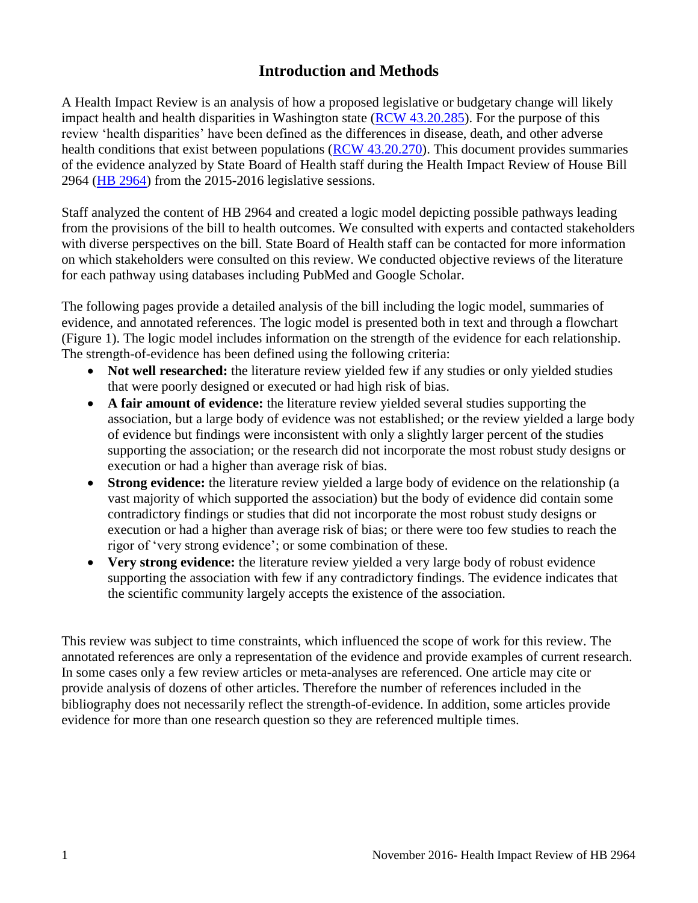# Introduction and Methods

A Health Impact Review is an analysis of how a proposed legislative or budgetary change will likely impact health and health disparities in Washington state ([RCW 43.20.285](RCW 43.20.285)). For the purpose of this review 'health disparities' have been defined as the differences in disease, death, and other adverse health conditions that exist between populations ([RCW 43.20.270](RCW 43.20.270)). This document provides summaries of the evidence analyzed by State Board of Health staff during the Health Impact Review of House Bill 2964 ([HB 2964](HB 2964)) from the 2015-2016 legislative sessions.

Staff analyzed the content of HB 2964 and created a logic model depicting possible pathways leading from the provisions of the bill to health outcomes. We consulted with experts and contacted stakeholders with diverse perspectives on the bill. State Board of Health staff can be contacted for more information on which stakeholders were consulted on this review. We conducted objective reviews of the literature for each pathway using databases including PubMed and Google Scholar.

The following pages provide a detailed analysis of the bill including the logic model, summaries of evidence, and annotated references. The logic model is presented both in text and through a flowchart (Figure 1). The logic model includes information on the strength of the evidence for each relationship. The strength-of-evidence has been defined using the following criteria:

- **Not well researched:** the literature review yielded few if any studies or only yielded studies that were poorly designed or executed or had high risk of bias.
- **A fair amount of evidence:** the literature review yielded several studies supporting the association, but a large body of evidence was not established; or the review yielded a large body of evidence but findings were inconsistent with only a slightly larger percent of the studies supporting the association; or the research did not incorporate the most robust study designs or execution or had a higher than average risk of bias.
- **Strong evidence:** the literature review yielded a large body of evidence on the relationship (a vast majority of which supported the association) but the body of evidence did contain some contradictory findings or studies that did not incorporate the most robust study designs or execution or had a higher than average risk of bias; or there were too few studies to reach the rigor of 'very strong evidence'; or some combination of these.
- **Very strong evidence:** the literature review yielded a very large body of robust evidence supporting the association with few if any contradictory findings. The evidence indicates that the scientific community largely accepts the existence of the association.

This review was subject to time constraints, which influenced the scope of work for this review. The annotated references are only a representation of the evidence and provide examples of current research. In some cases only a few review articles or meta-analyses are referenced. One article may cite or provide analysis of dozens of other articles. Therefore the number of references included in the bibliography does not necessarily reflect the strength-of-evidence. In addition, some articles provide evidence for more than one research question so they are referenced multiple times.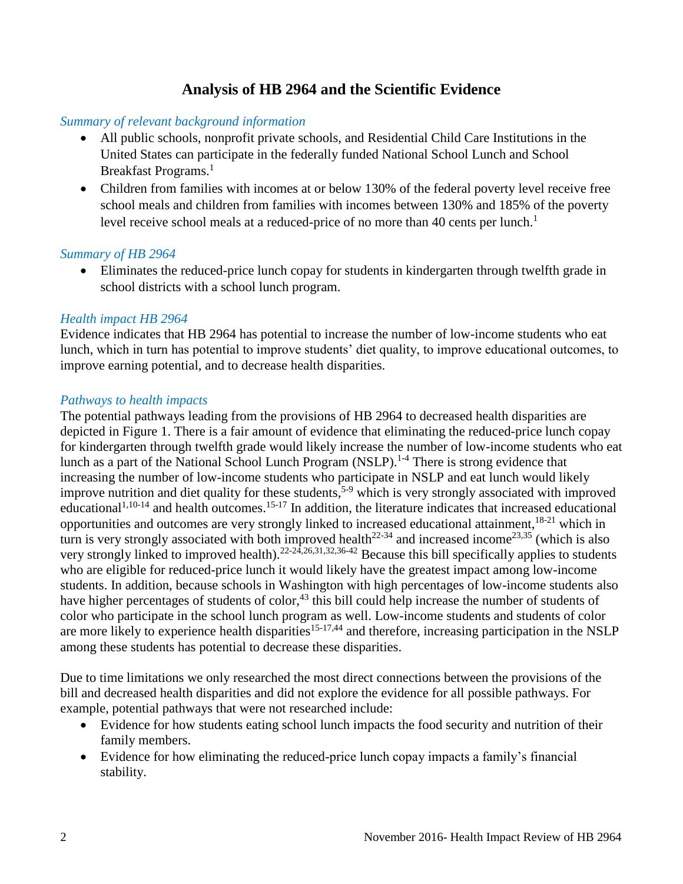# Analysis of HB 2964 and the Scientific Evidence

*Summary of relevant background information*

- All public schools, nonprofit private schools, and Residential Child Care Institutions in the United States can participate in the federally funded National School Lunch and School Breakfast Programs.[1]
- Children from families with incomes at or below 130% of the federal poverty level receive free school meals and children from families with incomes between 130% and 185% of the poverty level receive school meals at a reduced-price of no more than 40 cents per lunch.[1]

*Summary of HB 2964*

- Eliminates the reduced-price lunch copay for students in kindergarten through twelfth grade in school districts with a school lunch program.

*Health impact HB 2964*

Evidence indicates that HB 2964 has potential to increase the number of low-income students who eat lunch, which in turn has potential to improve students' diet quality, to improve educational outcomes, to improve earning potential, and to decrease health disparities.

*Pathways to health impacts*

The potential pathways leading from the provisions of HB 2964 to decreased health disparities are depicted in Figure 1. There is a fair amount of evidence that eliminating the reduced-price lunch copay for kindergarten through twelfth grade would likely increase the number of low-income students who eat lunch as a part of the National School Lunch Program (NSLP).[1-4] There is strong evidence that increasing the number of low-income students who participate in NSLP and eat lunch would likely improve nutrition and diet quality for these students,[5-9] which is very strongly associated with improved educational[1,10-14] and health outcomes.[15-17] In addition, the literature indicates that increased educational opportunities and outcomes are very strongly linked to increased educational attainment,[18-21] which in turn is very strongly associated with both improved health[22-34] and increased income[23,35] (which is also very strongly linked to improved health).[22-24,26,31,32,36-42] Because this bill specifically applies to students who are eligible for reduced-price lunch it would likely have the greatest impact among low-income students. In addition, because schools in Washington with high percentages of low-income students also have higher percentages of students of color,[43] this bill could help increase the number of students of color who participate in the school lunch program as well. Low-income students and students of color are more likely to experience health disparities[15-17,44] and therefore, increasing participation in the NSLP among these students has potential to decrease these disparities.

Due to time limitations we only researched the most direct connections between the provisions of the bill and decreased health disparities and did not explore the evidence for all possible pathways. For example, potential pathways that were not researched include:

- Evidence for how students eating school lunch impacts the food security and nutrition of their family members.
- Evidence for how eliminating the reduced-price lunch copay impacts a family's financial stability.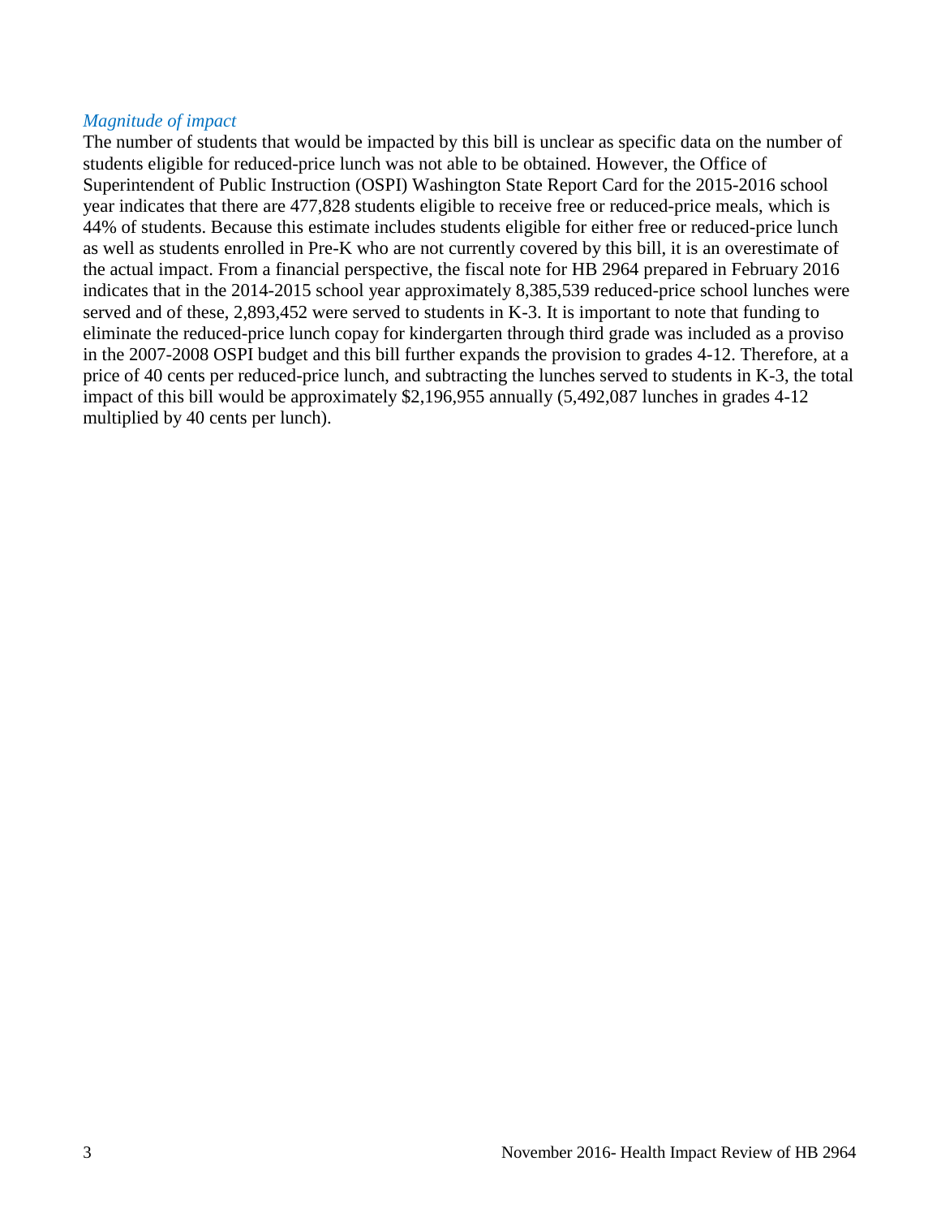*Magnitude of impact*

The number of students that would be impacted by this bill is unclear as specific data on the number of students eligible for reduced-price lunch was not able to be obtained. However, the Office of Superintendent of Public Instruction (OSPI) Washington State Report Card for the 2015-2016 school year indicates that there are 477,828 students eligible to receive free or reduced-price meals, which is 44% of students. Because this estimate includes students eligible for either free or reduced-price lunch as well as students enrolled in Pre-K who are not currently covered by this bill, it is an overestimate of the actual impact. From a financial perspective, the fiscal note for HB 2964 prepared in February 2016 indicates that in the 2014-2015 school year approximately 8,385,539 reduced-price school lunches were served and of these, 2,893,452 were served to students in K-3. It is important to note that funding to eliminate the reduced-price lunch copay for kindergarten through third grade was included as a proviso in the 2007-2008 OSPI budget and this bill further expands the provision to grades 4-12. Therefore, at a price of 40 cents per reduced-price lunch, and subtracting the lunches served to students in K-3, the total impact of this bill would be approximately $2,196,955 annually (5,492,087 lunches in grades 4-12 multiplied by 40 cents per lunch).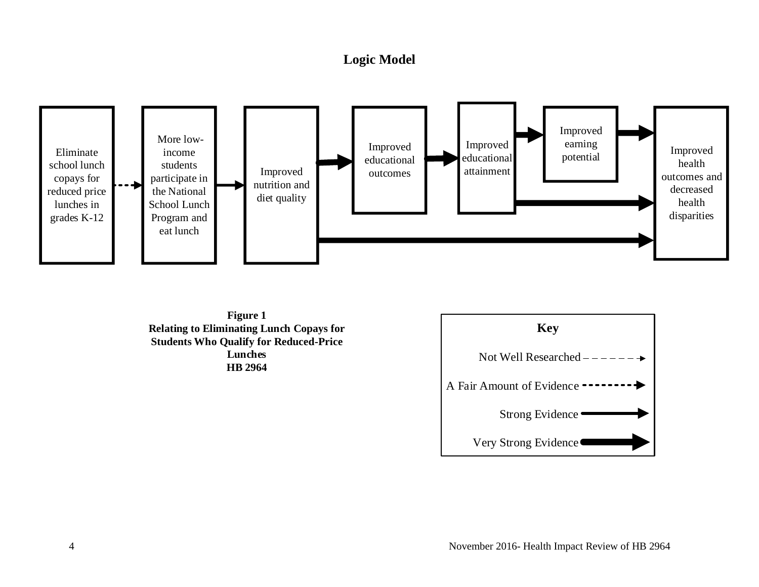## Logic Model

Eliminate school lunch copays for reduced price lunches in grades K-12

More low-income students participate in the National School Lunch Program and eat lunch

Improved nutrition and diet quality

Improved educational outcomes

Improved educational attainment

Improved earning potential

Improved health outcomes and decreased health disparities

**Figure 1**
**Relating to Eliminating Lunch Copays for Students Who Qualify for Reduced-Price Lunches**
**HB 2964**

**Key**

Not Well Researched

A Fair Amount of Evidence

Strong Evidence

Very Strong Evidence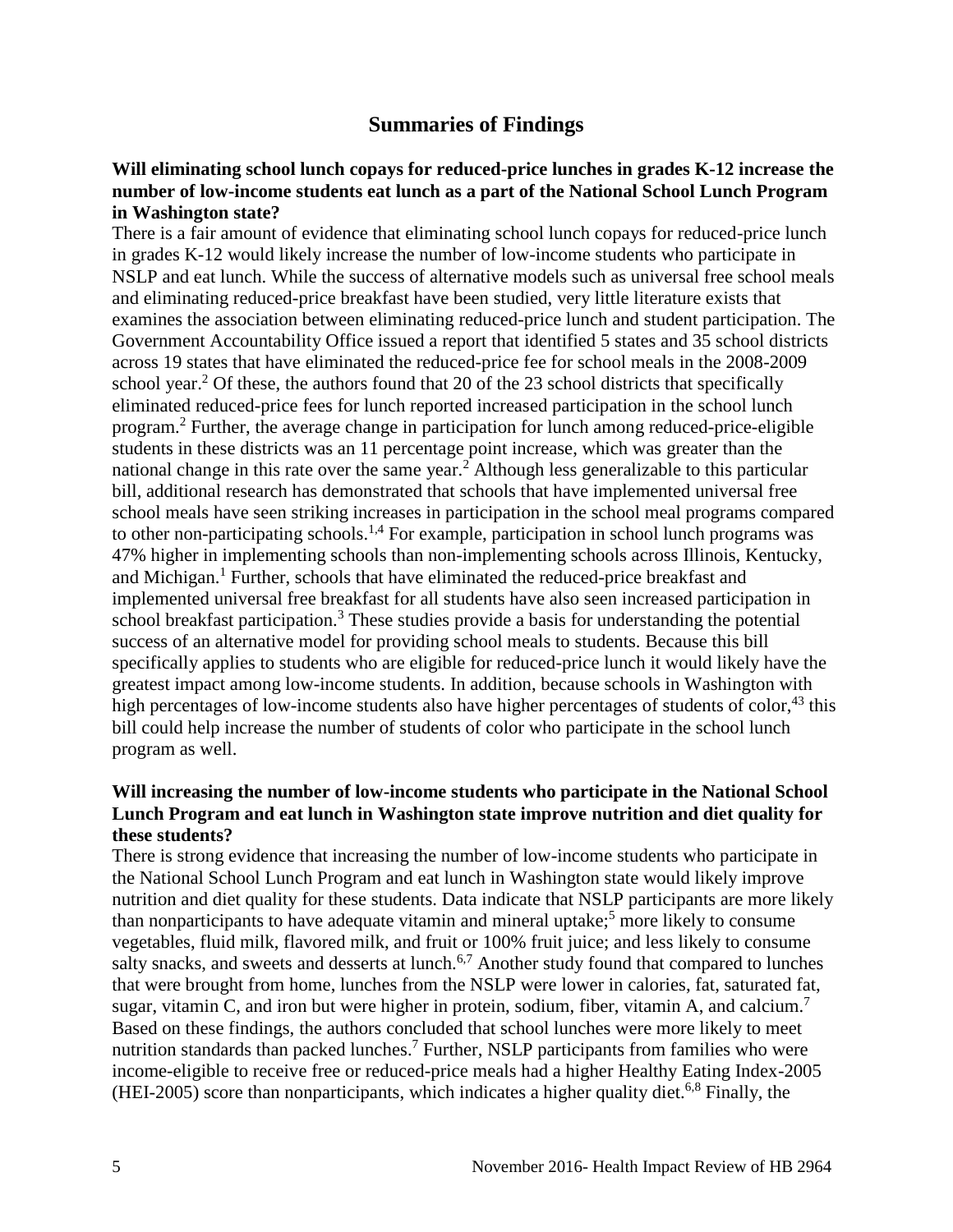## Summaries of Findings

**Will eliminating school lunch copays for reduced-price lunches in grades K-12 increase the number of low-income students eat lunch as a part of the National School Lunch Program in Washington state?**

There is a fair amount of evidence that eliminating school lunch copays for reduced-price lunch in grades K-12 would likely increase the number of low-income students who participate in NSLP and eat lunch. While the success of alternative models such as universal free school meals and eliminating reduced-price breakfast have been studied, very little literature exists that examines the association between eliminating reduced-price lunch and student participation. The Government Accountability Office issued a report that identified 5 states and 35 school districts across 19 states that have eliminated the reduced-price fee for school meals in the 2008-2009 school year.[2] Of these, the authors found that 20 of the 23 school districts that specifically eliminated reduced-price fees for lunch reported increased participation in the school lunch program.[2] Further, the average change in participation for lunch among reduced-price-eligible students in these districts was an 11 percentage point increase, which was greater than the national change in this rate over the same year.[2] Although less generalizable to this particular bill, additional research has demonstrated that schools that have implemented universal free school meals have seen striking increases in participation in the school meal programs compared to other non-participating schools.[1,4] For example, participation in school lunch programs was 47% higher in implementing schools than non-implementing schools across Illinois, Kentucky, and Michigan.[1] Further, schools that have eliminated the reduced-price breakfast and implemented universal free breakfast for all students have also seen increased participation in school breakfast participation.[3] These studies provide a basis for understanding the potential success of an alternative model for providing school meals to students. Because this bill specifically applies to students who are eligible for reduced-price lunch it would likely have the greatest impact among low-income students. In addition, because schools in Washington with high percentages of low-income students also have higher percentages of students of color,[43] this bill could help increase the number of students of color who participate in the school lunch program as well.

**Will increasing the number of low-income students who participate in the National School Lunch Program and eat lunch in Washington state improve nutrition and diet quality for these students?**

There is strong evidence that increasing the number of low-income students who participate in the National School Lunch Program and eat lunch in Washington state would likely improve nutrition and diet quality for these students. Data indicate that NSLP participants are more likely than nonparticipants to have adequate vitamin and mineral uptake;[5] more likely to consume vegetables, fluid milk, flavored milk, and fruit or 100% fruit juice; and less likely to consume salty snacks, and sweets and desserts at lunch.[6,7] Another study found that compared to lunches that were brought from home, lunches from the NSLP were lower in calories, fat, saturated fat, sugar, vitamin C, and iron but were higher in protein, sodium, fiber, vitamin A, and calcium.[7] Based on these findings, the authors concluded that school lunches were more likely to meet nutrition standards than packed lunches.[7] Further, NSLP participants from families who were income-eligible to receive free or reduced-price meals had a higher Healthy Eating Index-2005 (HEI-2005) score than nonparticipants, which indicates a higher quality diet.[6,8] Finally, the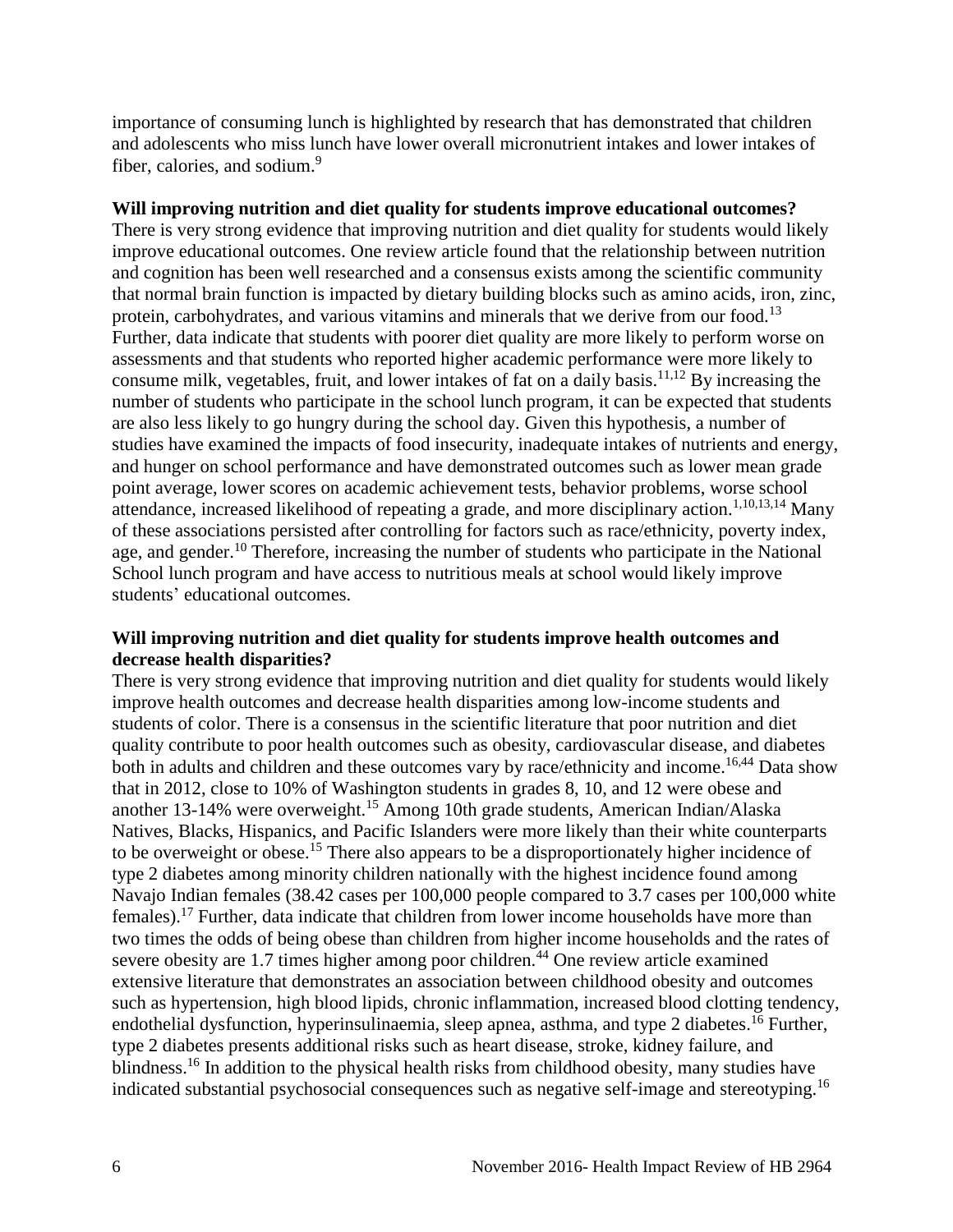importance of consuming lunch is highlighted by research that has demonstrated that children and adolescents who miss lunch have lower overall micronutrient intakes and lower intakes of fiber, calories, and sodium.[9]

**Will improving nutrition and diet quality for students improve educational outcomes?**

There is very strong evidence that improving nutrition and diet quality for students would likely improve educational outcomes. One review article found that the relationship between nutrition and cognition has been well researched and a consensus exists among the scientific community that normal brain function is impacted by dietary building blocks such as amino acids, iron, zinc, protein, carbohydrates, and various vitamins and minerals that we derive from our food.[13] Further, data indicate that students with poorer diet quality are more likely to perform worse on assessments and that students who reported higher academic performance were more likely to consume milk, vegetables, fruit, and lower intakes of fat on a daily basis.[11,12] By increasing the number of students who participate in the school lunch program, it can be expected that students are also less likely to go hungry during the school day. Given this hypothesis, a number of studies have examined the impacts of food insecurity, inadequate intakes of nutrients and energy, and hunger on school performance and have demonstrated outcomes such as lower mean grade point average, lower scores on academic achievement tests, behavior problems, worse school attendance, increased likelihood of repeating a grade, and more disciplinary action.[1,10,13,14] Many of these associations persisted after controlling for factors such as race/ethnicity, poverty index, age, and gender.[10] Therefore, increasing the number of students who participate in the National School lunch program and have access to nutritious meals at school would likely improve students' educational outcomes.

**Will improving nutrition and diet quality for students improve health outcomes and decrease health disparities?**

There is very strong evidence that improving nutrition and diet quality for students would likely improve health outcomes and decrease health disparities among low-income students and students of color. There is a consensus in the scientific literature that poor nutrition and diet quality contribute to poor health outcomes such as obesity, cardiovascular disease, and diabetes both in adults and children and these outcomes vary by race/ethnicity and income.[16,44] Data show that in 2012, close to 10% of Washington students in grades 8, 10, and 12 were obese and another 13-14% were overweight.[15] Among 10th grade students, American Indian/Alaska Natives, Blacks, Hispanics, and Pacific Islanders were more likely than their white counterparts to be overweight or obese.[15] There also appears to be a disproportionately higher incidence of type 2 diabetes among minority children nationally with the highest incidence found among Navajo Indian females (38.42 cases per 100,000 people compared to 3.7 cases per 100,000 white females).[17] Further, data indicate that children from lower income households have more than two times the odds of being obese than children from higher income households and the rates of severe obesity are 1.7 times higher among poor children.[44] One review article examined extensive literature that demonstrates an association between childhood obesity and outcomes such as hypertension, high blood lipids, chronic inflammation, increased blood clotting tendency, endothelial dysfunction, hyperinsulinaemia, sleep apnea, asthma, and type 2 diabetes.[16] Further, type 2 diabetes presents additional risks such as heart disease, stroke, kidney failure, and blindness.[16] In addition to the physical health risks from childhood obesity, many studies have indicated substantial psychosocial consequences such as negative self-image and stereotyping.[16]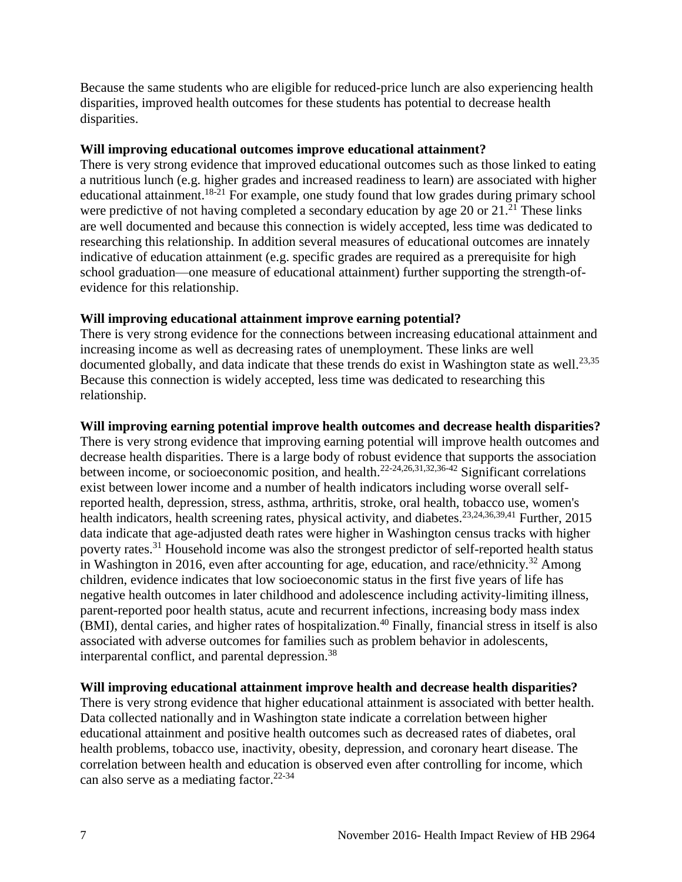Because the same students who are eligible for reduced-price lunch are also experiencing health disparities, improved health outcomes for these students has potential to decrease health disparities.

**Will improving educational outcomes improve educational attainment?**

There is very strong evidence that improved educational outcomes such as those linked to eating a nutritious lunch (e.g. higher grades and increased readiness to learn) are associated with higher educational attainment.[18-21] For example, one study found that low grades during primary school were predictive of not having completed a secondary education by age 20 or 21.[21] These links are well documented and because this connection is widely accepted, less time was dedicated to researching this relationship. In addition several measures of educational outcomes are innately indicative of education attainment (e.g. specific grades are required as a prerequisite for high school graduation—one measure of educational attainment) further supporting the strength-of-evidence for this relationship.

**Will improving educational attainment improve earning potential?**

There is very strong evidence for the connections between increasing educational attainment and increasing income as well as decreasing rates of unemployment. These links are well documented globally, and data indicate that these trends do exist in Washington state as well.[23,35] Because this connection is widely accepted, less time was dedicated to researching this relationship.

**Will improving earning potential improve health outcomes and decrease health disparities?**

There is very strong evidence that improving earning potential will improve health outcomes and decrease health disparities. There is a large body of robust evidence that supports the association between income, or socioeconomic position, and health.[22-24,26,31,32,36-42] Significant correlations exist between lower income and a number of health indicators including worse overall self-reported health, depression, stress, asthma, arthritis, stroke, oral health, tobacco use, women's health indicators, health screening rates, physical activity, and diabetes.[23,24,36,39,41] Further, 2015 data indicate that age-adjusted death rates were higher in Washington census tracks with higher poverty rates.[31] Household income was also the strongest predictor of self-reported health status in Washington in 2016, even after accounting for age, education, and race/ethnicity.[32] Among children, evidence indicates that low socioeconomic status in the first five years of life has negative health outcomes in later childhood and adolescence including activity-limiting illness, parent-reported poor health status, acute and recurrent infections, increasing body mass index (BMI), dental caries, and higher rates of hospitalization.[40] Finally, financial stress in itself is also associated with adverse outcomes for families such as problem behavior in adolescents, interparental conflict, and parental depression.[38]

**Will improving educational attainment improve health and decrease health disparities?**

There is very strong evidence that higher educational attainment is associated with better health. Data collected nationally and in Washington state indicate a correlation between higher educational attainment and positive health outcomes such as decreased rates of diabetes, oral health problems, tobacco use, inactivity, obesity, depression, and coronary heart disease. The correlation between health and education is observed even after controlling for income, which can also serve as a mediating factor.[22-34]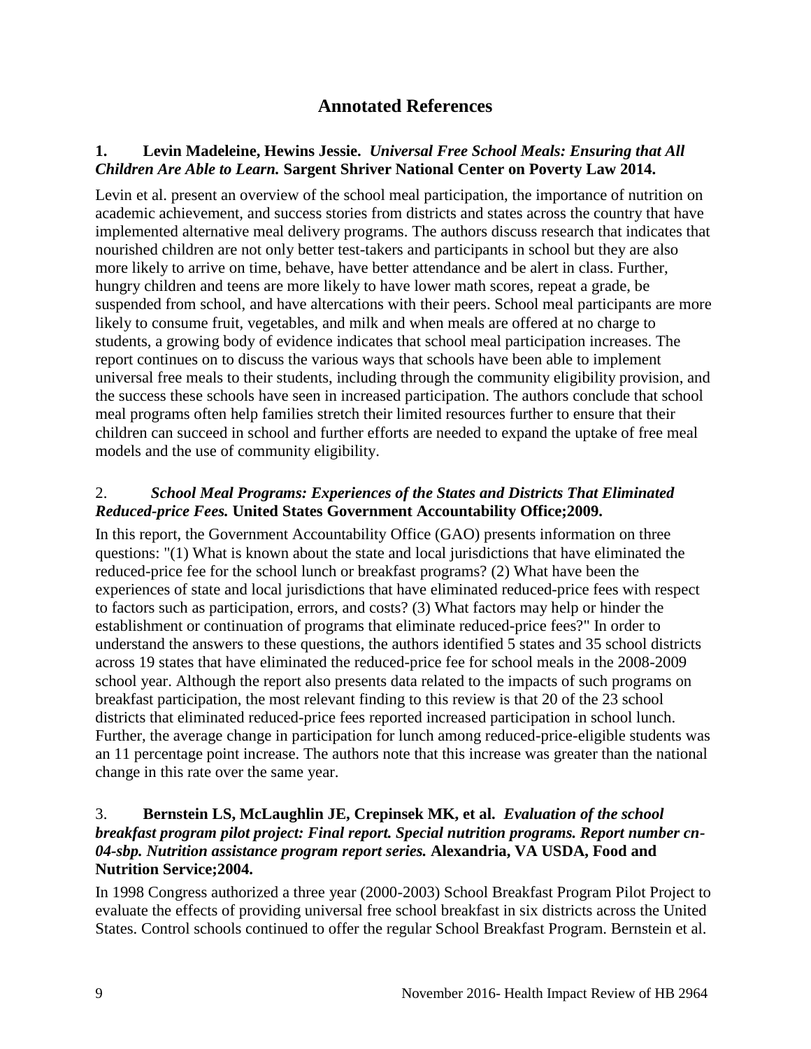## Annotated References

**1. Levin Madeleine, Hewins Jessie.** ***Universal Free School Meals: Ensuring that All Children Are Able to Learn.*** **Sargent Shriver National Center on Poverty Law 2014.**

Levin et al. present an overview of the school meal participation, the importance of nutrition on academic achievement, and success stories from districts and states across the country that have implemented alternative meal delivery programs. The authors discuss research that indicates that nourished children are not only better test-takers and participants in school but they are also more likely to arrive on time, behave, have better attendance and be alert in class. Further, hungry children and teens are more likely to have lower math scores, repeat a grade, be suspended from school, and have altercations with their peers. School meal participants are more likely to consume fruit, vegetables, and milk and when meals are offered at no charge to students, a growing body of evidence indicates that school meal participation increases. The report continues on to discuss the various ways that schools have been able to implement universal free meals to their students, including through the community eligibility provision, and the success these schools have seen in increased participation. The authors conclude that school meal programs often help families stretch their limited resources further to ensure that their children can succeed in school and further efforts are needed to expand the uptake of free meal models and the use of community eligibility.

2. ***School Meal Programs: Experiences of the States and Districts That Eliminated Reduced-price Fees.*** **United States Government Accountability Office;2009.**

In this report, the Government Accountability Office (GAO) presents information on three questions: "(1) What is known about the state and local jurisdictions that have eliminated the reduced-price fee for the school lunch or breakfast programs? (2) What have been the experiences of state and local jurisdictions that have eliminated reduced-price fees with respect to factors such as participation, errors, and costs? (3) What factors may help or hinder the establishment or continuation of programs that eliminate reduced-price fees?" In order to understand the answers to these questions, the authors identified 5 states and 35 school districts across 19 states that have eliminated the reduced-price fee for school meals in the 2008-2009 school year. Although the report also presents data related to the impacts of such programs on breakfast participation, the most relevant finding to this review is that 20 of the 23 school districts that eliminated reduced-price fees reported increased participation in school lunch. Further, the average change in participation for lunch among reduced-price-eligible students was an 11 percentage point increase. The authors note that this increase was greater than the national change in this rate over the same year.

3. **Bernstein LS, McLaughlin JE, Crepinsek MK, et al.** ***Evaluation of the school breakfast program pilot project: Final report. Special nutrition programs. Report number cn-04-sbp. Nutrition assistance program report series.*** **Alexandria, VA USDA, Food and Nutrition Service;2004.**

In 1998 Congress authorized a three year (2000-2003) School Breakfast Program Pilot Project to evaluate the effects of providing universal free school breakfast in six districts across the United States. Control schools continued to offer the regular School Breakfast Program. Bernstein et al.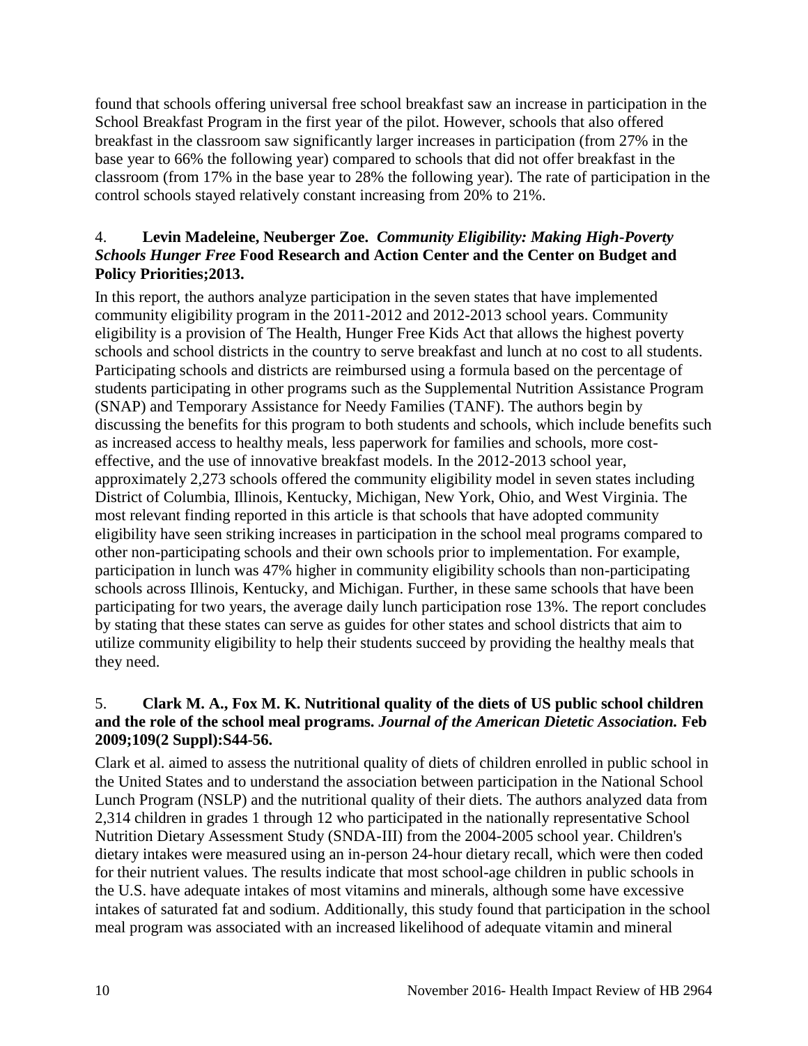found that schools offering universal free school breakfast saw an increase in participation in the School Breakfast Program in the first year of the pilot. However, schools that also offered breakfast in the classroom saw significantly larger increases in participation (from 27% in the base year to 66% the following year) compared to schools that did not offer breakfast in the classroom (from 17% in the base year to 28% the following year). The rate of participation in the control schools stayed relatively constant increasing from 20% to 21%.

4. **Levin Madeleine, Neuberger Zoe.** ***Community Eligibility: Making High-Poverty Schools Hunger Free*** **Food Research and Action Center and the Center on Budget and Policy Priorities;2013.**

In this report, the authors analyze participation in the seven states that have implemented community eligibility program in the 2011-2012 and 2012-2013 school years. Community eligibility is a provision of The Health, Hunger Free Kids Act that allows the highest poverty schools and school districts in the country to serve breakfast and lunch at no cost to all students. Participating schools and districts are reimbursed using a formula based on the percentage of students participating in other programs such as the Supplemental Nutrition Assistance Program (SNAP) and Temporary Assistance for Needy Families (TANF). The authors begin by discussing the benefits for this program to both students and schools, which include benefits such as increased access to healthy meals, less paperwork for families and schools, more cost-effective, and the use of innovative breakfast models. In the 2012-2013 school year, approximately 2,273 schools offered the community eligibility model in seven states including District of Columbia, Illinois, Kentucky, Michigan, New York, Ohio, and West Virginia. The most relevant finding reported in this article is that schools that have adopted community eligibility have seen striking increases in participation in the school meal programs compared to other non-participating schools and their own schools prior to implementation. For example, participation in lunch was 47% higher in community eligibility schools than non-participating schools across Illinois, Kentucky, and Michigan. Further, in these same schools that have been participating for two years, the average daily lunch participation rose 13%. The report concludes by stating that these states can serve as guides for other states and school districts that aim to utilize community eligibility to help their students succeed by providing the healthy meals that they need.

5. **Clark M. A., Fox M. K. Nutritional quality of the diets of US public school children and the role of the school meal programs.** ***Journal of the American Dietetic Association.*** **Feb 2009;109(2 Suppl):S44-56.**

Clark et al. aimed to assess the nutritional quality of diets of children enrolled in public school in the United States and to understand the association between participation in the National School Lunch Program (NSLP) and the nutritional quality of their diets. The authors analyzed data from 2,314 children in grades 1 through 12 who participated in the nationally representative School Nutrition Dietary Assessment Study (SNDA-III) from the 2004-2005 school year. Children's dietary intakes were measured using an in-person 24-hour dietary recall, which were then coded for their nutrient values. The results indicate that most school-age children in public schools in the U.S. have adequate intakes of most vitamins and minerals, although some have excessive intakes of saturated fat and sodium. Additionally, this study found that participation in the school meal program was associated with an increased likelihood of adequate vitamin and mineral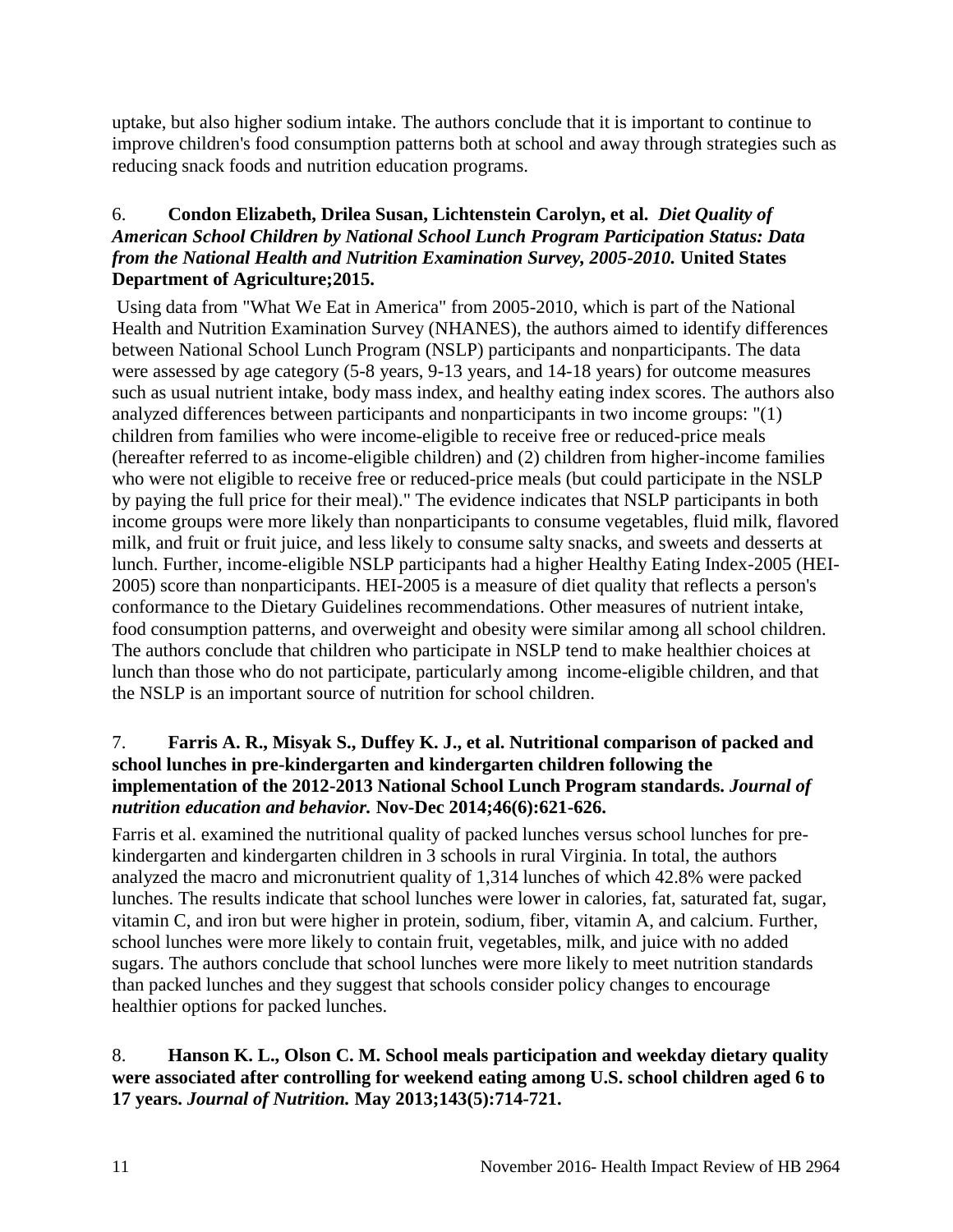uptake, but also higher sodium intake. The authors conclude that it is important to continue to improve children's food consumption patterns both at school and away through strategies such as reducing snack foods and nutrition education programs.

6. **Condon Elizabeth, Drilea Susan, Lichtenstein Carolyn, et al.** ***Diet Quality of American School Children by National School Lunch Program Participation Status: Data from the National Health and Nutrition Examination Survey, 2005-2010.*** **United States Department of Agriculture;2015.**

Using data from "What We Eat in America" from 2005-2010, which is part of the National Health and Nutrition Examination Survey (NHANES), the authors aimed to identify differences between National School Lunch Program (NSLP) participants and nonparticipants. The data were assessed by age category (5-8 years, 9-13 years, and 14-18 years) for outcome measures such as usual nutrient intake, body mass index, and healthy eating index scores. The authors also analyzed differences between participants and nonparticipants in two income groups: "(1) children from families who were income-eligible to receive free or reduced-price meals (hereafter referred to as income-eligible children) and (2) children from higher-income families who were not eligible to receive free or reduced-price meals (but could participate in the NSLP by paying the full price for their meal)." The evidence indicates that NSLP participants in both income groups were more likely than nonparticipants to consume vegetables, fluid milk, flavored milk, and fruit or fruit juice, and less likely to consume salty snacks, and sweets and desserts at lunch. Further, income-eligible NSLP participants had a higher Healthy Eating Index-2005 (HEI-2005) score than nonparticipants. HEI-2005 is a measure of diet quality that reflects a person's conformance to the Dietary Guidelines recommendations. Other measures of nutrient intake, food consumption patterns, and overweight and obesity were similar among all school children. The authors conclude that children who participate in NSLP tend to make healthier choices at lunch than those who do not participate, particularly among income-eligible children, and that the NSLP is an important source of nutrition for school children.

7. **Farris A. R., Misyak S., Duffey K. J., et al. Nutritional comparison of packed and school lunches in pre-kindergarten and kindergarten children following the implementation of the 2012-2013 National School Lunch Program standards.** ***Journal of nutrition education and behavior.*** **Nov-Dec 2014;46(6):621-626.**

Farris et al. examined the nutritional quality of packed lunches versus school lunches for pre-kindergarten and kindergarten children in 3 schools in rural Virginia. In total, the authors analyzed the macro and micronutrient quality of 1,314 lunches of which 42.8% were packed lunches. The results indicate that school lunches were lower in calories, fat, saturated fat, sugar, vitamin C, and iron but were higher in protein, sodium, fiber, vitamin A, and calcium. Further, school lunches were more likely to contain fruit, vegetables, milk, and juice with no added sugars. The authors conclude that school lunches were more likely to meet nutrition standards than packed lunches and they suggest that schools consider policy changes to encourage healthier options for packed lunches.

8. **Hanson K. L., Olson C. M. School meals participation and weekday dietary quality were associated after controlling for weekend eating among U.S. school children aged 6 to 17 years.** ***Journal of Nutrition.*** **May 2013;143(5):714-721.**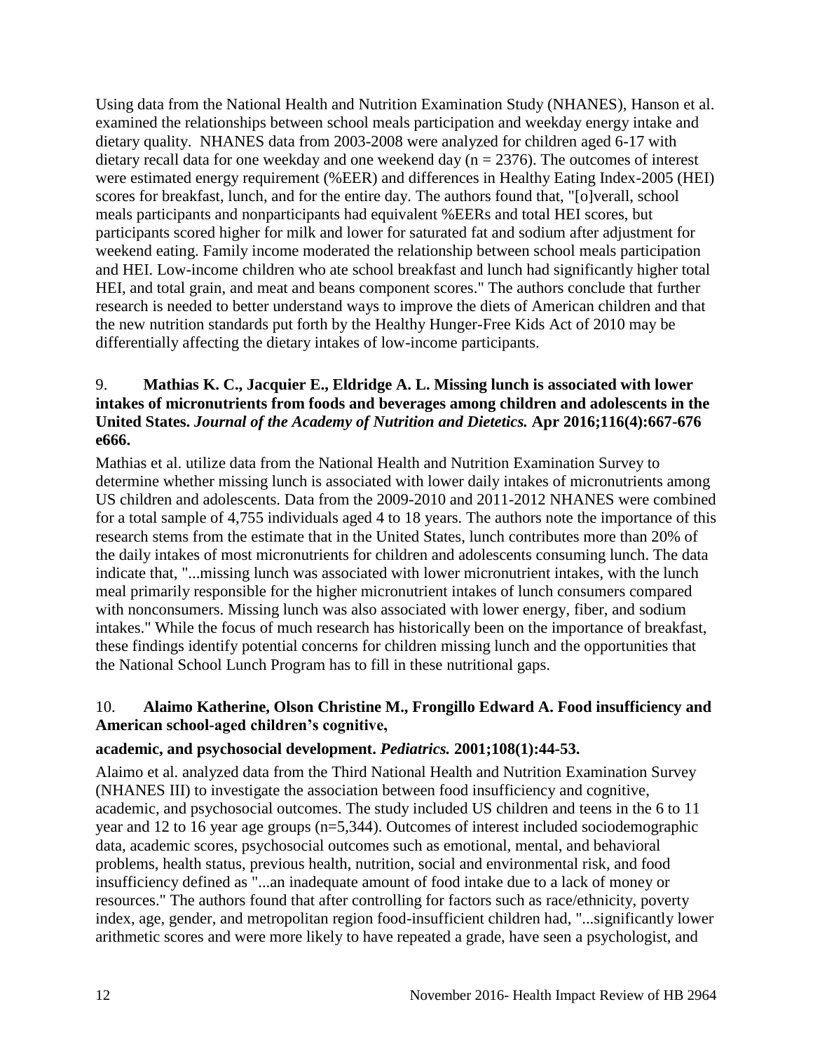Using data from the National Health and Nutrition Examination Study (NHANES), Hanson et al. examined the relationships between school meals participation and weekday energy intake and dietary quality. NHANES data from 2003-2008 were analyzed for children aged 6-17 with dietary recall data for one weekday and one weekend day (n = 2376). The outcomes of interest were estimated energy requirement (%EER) and differences in Healthy Eating Index-2005 (HEI) scores for breakfast, lunch, and for the entire day. The authors found that, "[o]verall, school meals participants and nonparticipants had equivalent %EERs and total HEI scores, but participants scored higher for milk and lower for saturated fat and sodium after adjustment for weekend eating. Family income moderated the relationship between school meals participation and HEI. Low-income children who ate school breakfast and lunch had significantly higher total HEI, and total grain, and meat and beans component scores." The authors conclude that further research is needed to better understand ways to improve the diets of American children and that the new nutrition standards put forth by the Healthy Hunger-Free Kids Act of 2010 may be differentially affecting the dietary intakes of low-income participants.

9. **Mathias K. C., Jacquier E., Eldridge A. L. Missing lunch is associated with lower intakes of micronutrients from foods and beverages among children and adolescents in the United States.** ***Journal of the Academy of Nutrition and Dietetics.*** **Apr 2016;116(4):667-676 e666.**

Mathias et al. utilize data from the National Health and Nutrition Examination Survey to determine whether missing lunch is associated with lower daily intakes of micronutrients among US children and adolescents. Data from the 2009-2010 and 2011-2012 NHANES were combined for a total sample of 4,755 individuals aged 4 to 18 years. The authors note the importance of this research stems from the estimate that in the United States, lunch contributes more than 20% of the daily intakes of most micronutrients for children and adolescents consuming lunch. The data indicate that, "...missing lunch was associated with lower micronutrient intakes, with the lunch meal primarily responsible for the higher micronutrient intakes of lunch consumers compared with nonconsumers. Missing lunch was also associated with lower energy, fiber, and sodium intakes." While the focus of much research has historically been on the importance of breakfast, these findings identify potential concerns for children missing lunch and the opportunities that the National School Lunch Program has to fill in these nutritional gaps.

10. **Alaimo Katherine, Olson Christine M., Frongillo Edward A. Food insufficiency and American school-aged children's cognitive, academic, and psychosocial development.** ***Pediatrics.*** **2001;108(1):44-53.**

Alaimo et al. analyzed data from the Third National Health and Nutrition Examination Survey (NHANES III) to investigate the association between food insufficiency and cognitive, academic, and psychosocial outcomes. The study included US children and teens in the 6 to 11 year and 12 to 16 year age groups (n=5,344). Outcomes of interest included sociodemographic data, academic scores, psychosocial outcomes such as emotional, mental, and behavioral problems, health status, previous health, nutrition, social and environmental risk, and food insufficiency defined as "...an inadequate amount of food intake due to a lack of money or resources." The authors found that after controlling for factors such as race/ethnicity, poverty index, age, gender, and metropolitan region food-insufficient children had, "...significantly lower arithmetic scores and were more likely to have repeated a grade, have seen a psychologist, and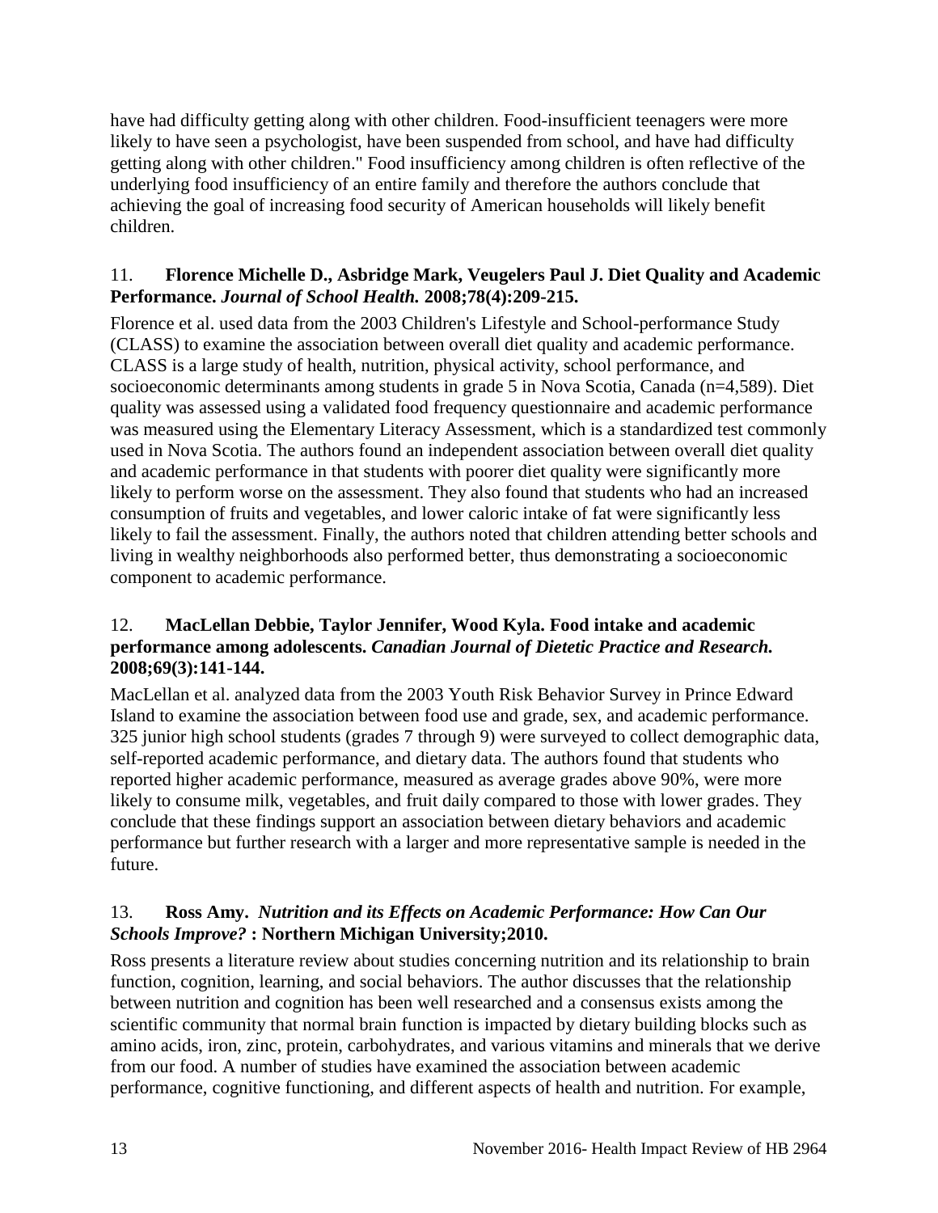have had difficulty getting along with other children. Food-insufficient teenagers were more likely to have seen a psychologist, have been suspended from school, and have had difficulty getting along with other children." Food insufficiency among children is often reflective of the underlying food insufficiency of an entire family and therefore the authors conclude that achieving the goal of increasing food security of American households will likely benefit children.

11. **Florence Michelle D., Asbridge Mark, Veugelers Paul J. Diet Quality and Academic Performance.** ***Journal of School Health.*** **2008;78(4):209-215.**

Florence et al. used data from the 2003 Children's Lifestyle and School-performance Study (CLASS) to examine the association between overall diet quality and academic performance. CLASS is a large study of health, nutrition, physical activity, school performance, and socioeconomic determinants among students in grade 5 in Nova Scotia, Canada (n=4,589). Diet quality was assessed using a validated food frequency questionnaire and academic performance was measured using the Elementary Literacy Assessment, which is a standardized test commonly used in Nova Scotia. The authors found an independent association between overall diet quality and academic performance in that students with poorer diet quality were significantly more likely to perform worse on the assessment. They also found that students who had an increased consumption of fruits and vegetables, and lower caloric intake of fat were significantly less likely to fail the assessment. Finally, the authors noted that children attending better schools and living in wealthy neighborhoods also performed better, thus demonstrating a socioeconomic component to academic performance.

12. **MacLellan Debbie, Taylor Jennifer, Wood Kyla. Food intake and academic performance among adolescents.** ***Canadian Journal of Dietetic Practice and Research.*** **2008;69(3):141-144.**

MacLellan et al. analyzed data from the 2003 Youth Risk Behavior Survey in Prince Edward Island to examine the association between food use and grade, sex, and academic performance. 325 junior high school students (grades 7 through 9) were surveyed to collect demographic data, self-reported academic performance, and dietary data. The authors found that students who reported higher academic performance, measured as average grades above 90%, were more likely to consume milk, vegetables, and fruit daily compared to those with lower grades. They conclude that these findings support an association between dietary behaviors and academic performance but further research with a larger and more representative sample is needed in the future.

13. **Ross Amy.** ***Nutrition and its Effects on Academic Performance: How Can Our Schools Improve?*** **: Northern Michigan University;2010.**

Ross presents a literature review about studies concerning nutrition and its relationship to brain function, cognition, learning, and social behaviors. The author discusses that the relationship between nutrition and cognition has been well researched and a consensus exists among the scientific community that normal brain function is impacted by dietary building blocks such as amino acids, iron, zinc, protein, carbohydrates, and various vitamins and minerals that we derive from our food. A number of studies have examined the association between academic performance, cognitive functioning, and different aspects of health and nutrition. For example,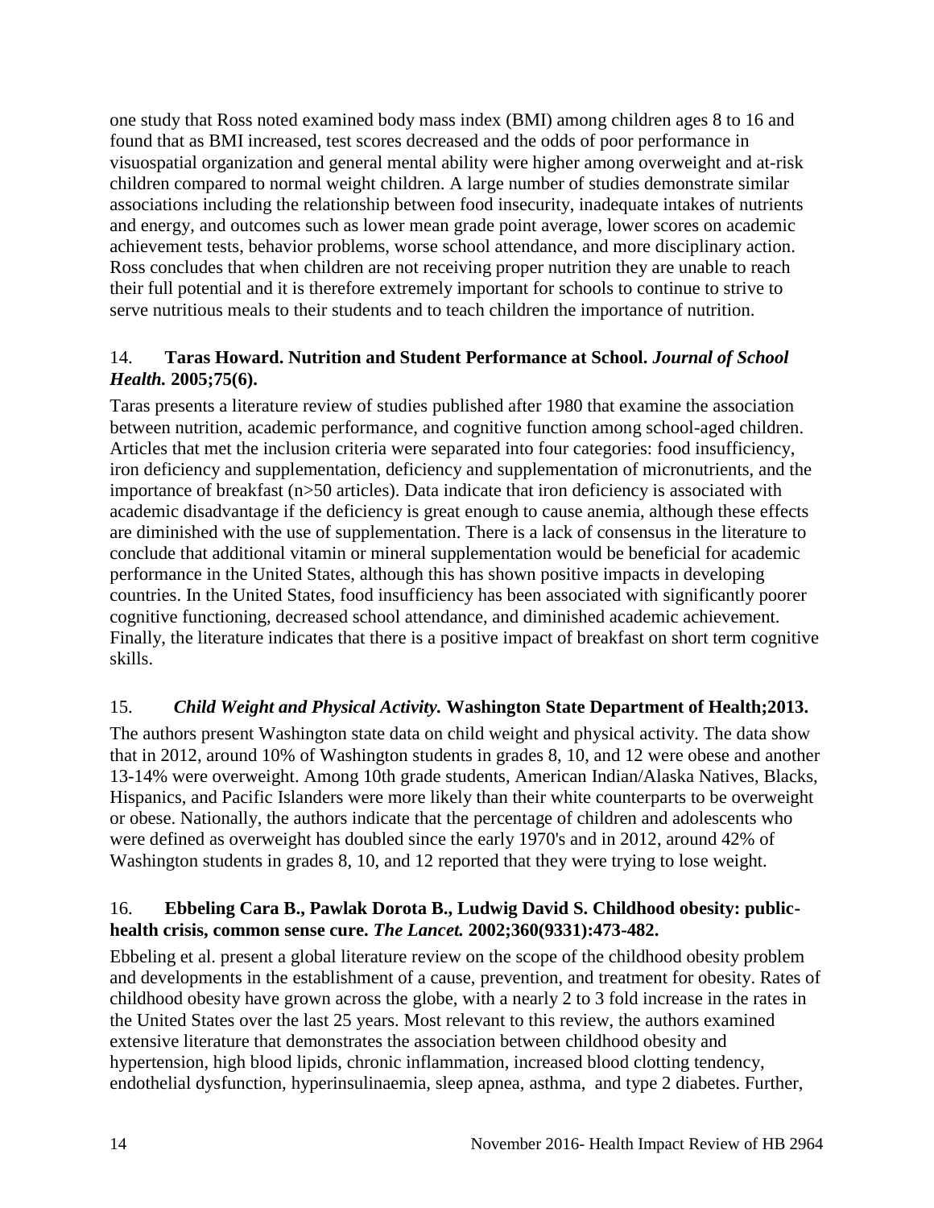one study that Ross noted examined body mass index (BMI) among children ages 8 to 16 and found that as BMI increased, test scores decreased and the odds of poor performance in visuospatial organization and general mental ability were higher among overweight and at-risk children compared to normal weight children. A large number of studies demonstrate similar associations including the relationship between food insecurity, inadequate intakes of nutrients and energy, and outcomes such as lower mean grade point average, lower scores on academic achievement tests, behavior problems, worse school attendance, and more disciplinary action. Ross concludes that when children are not receiving proper nutrition they are unable to reach their full potential and it is therefore extremely important for schools to continue to strive to serve nutritious meals to their students and to teach children the importance of nutrition.

14. **Taras Howard. Nutrition and Student Performance at School. *Journal of School Health.* 2005;75(6).**

Taras presents a literature review of studies published after 1980 that examine the association between nutrition, academic performance, and cognitive function among school-aged children. Articles that met the inclusion criteria were separated into four categories: food insufficiency, iron deficiency and supplementation, deficiency and supplementation of micronutrients, and the importance of breakfast (n>50 articles). Data indicate that iron deficiency is associated with academic disadvantage if the deficiency is great enough to cause anemia, although these effects are diminished with the use of supplementation. There is a lack of consensus in the literature to conclude that additional vitamin or mineral supplementation would be beneficial for academic performance in the United States, although this has shown positive impacts in developing countries. In the United States, food insufficiency has been associated with significantly poorer cognitive functioning, decreased school attendance, and diminished academic achievement. Finally, the literature indicates that there is a positive impact of breakfast on short term cognitive skills.

15. ***Child Weight and Physical Activity.* Washington State Department of Health;2013.**

The authors present Washington state data on child weight and physical activity. The data show that in 2012, around 10% of Washington students in grades 8, 10, and 12 were obese and another 13-14% were overweight. Among 10th grade students, American Indian/Alaska Natives, Blacks, Hispanics, and Pacific Islanders were more likely than their white counterparts to be overweight or obese. Nationally, the authors indicate that the percentage of children and adolescents who were defined as overweight has doubled since the early 1970's and in 2012, around 42% of Washington students in grades 8, 10, and 12 reported that they were trying to lose weight.

16. **Ebbeling Cara B., Pawlak Dorota B., Ludwig David S. Childhood obesity: public-health crisis, common sense cure. *The Lancet.* 2002;360(9331):473-482.**

Ebbeling et al. present a global literature review on the scope of the childhood obesity problem and developments in the establishment of a cause, prevention, and treatment for obesity. Rates of childhood obesity have grown across the globe, with a nearly 2 to 3 fold increase in the rates in the United States over the last 25 years. Most relevant to this review, the authors examined extensive literature that demonstrates the association between childhood obesity and hypertension, high blood lipids, chronic inflammation, increased blood clotting tendency, endothelial dysfunction, hyperinsulinaemia, sleep apnea, asthma, and type 2 diabetes. Further,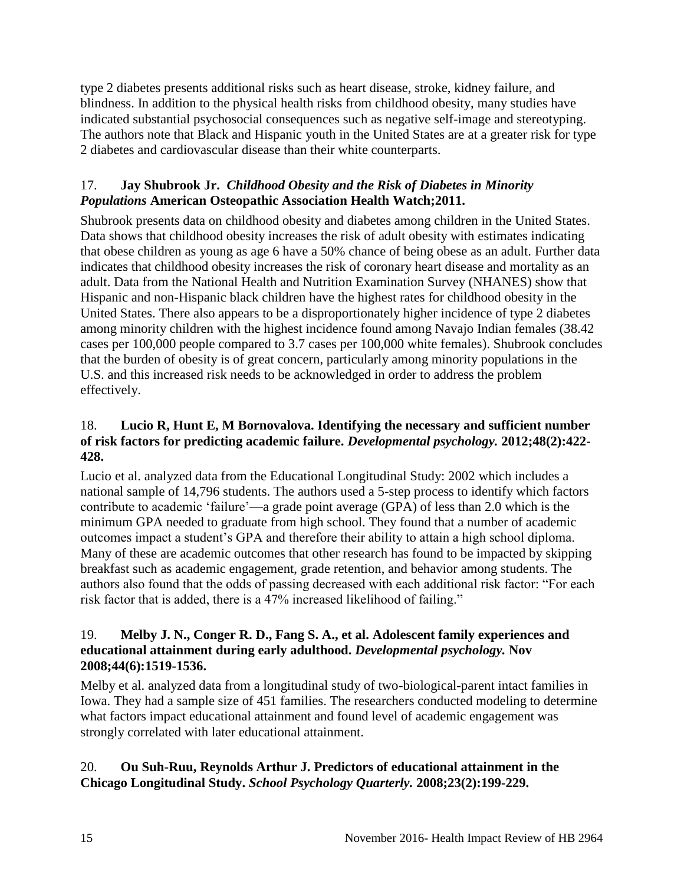type 2 diabetes presents additional risks such as heart disease, stroke, kidney failure, and blindness. In addition to the physical health risks from childhood obesity, many studies have indicated substantial psychosocial consequences such as negative self-image and stereotyping. The authors note that Black and Hispanic youth in the United States are at a greater risk for type 2 diabetes and cardiovascular disease than their white counterparts.

17. **Jay Shubrook Jr. *Childhood Obesity and the Risk of Diabetes in Minority Populations* American Osteopathic Association Health Watch;2011.**

Shubrook presents data on childhood obesity and diabetes among children in the United States. Data shows that childhood obesity increases the risk of adult obesity with estimates indicating that obese children as young as age 6 have a 50% chance of being obese as an adult. Further data indicates that childhood obesity increases the risk of coronary heart disease and mortality as an adult. Data from the National Health and Nutrition Examination Survey (NHANES) show that Hispanic and non-Hispanic black children have the highest rates for childhood obesity in the United States. There also appears to be a disproportionately higher incidence of type 2 diabetes among minority children with the highest incidence found among Navajo Indian females (38.42 cases per 100,000 people compared to 3.7 cases per 100,000 white females). Shubrook concludes that the burden of obesity is of great concern, particularly among minority populations in the U.S. and this increased risk needs to be acknowledged in order to address the problem effectively.

18. **Lucio R, Hunt E, M Bornovalova. Identifying the necessary and sufficient number of risk factors for predicting academic failure. *Developmental psychology.* 2012;48(2):422-428.**

Lucio et al. analyzed data from the Educational Longitudinal Study: 2002 which includes a national sample of 14,796 students. The authors used a 5-step process to identify which factors contribute to academic 'failure'—a grade point average (GPA) of less than 2.0 which is the minimum GPA needed to graduate from high school. They found that a number of academic outcomes impact a student's GPA and therefore their ability to attain a high school diploma. Many of these are academic outcomes that other research has found to be impacted by skipping breakfast such as academic engagement, grade retention, and behavior among students. The authors also found that the odds of passing decreased with each additional risk factor: "For each risk factor that is added, there is a 47% increased likelihood of failing."

19. **Melby J. N., Conger R. D., Fang S. A., et al. Adolescent family experiences and educational attainment during early adulthood. *Developmental psychology.* Nov 2008;44(6):1519-1536.**

Melby et al. analyzed data from a longitudinal study of two-biological-parent intact families in Iowa. They had a sample size of 451 families. The researchers conducted modeling to determine what factors impact educational attainment and found level of academic engagement was strongly correlated with later educational attainment.

20. **Ou Suh-Ruu, Reynolds Arthur J. Predictors of educational attainment in the Chicago Longitudinal Study. *School Psychology Quarterly.* 2008;23(2):199-229.**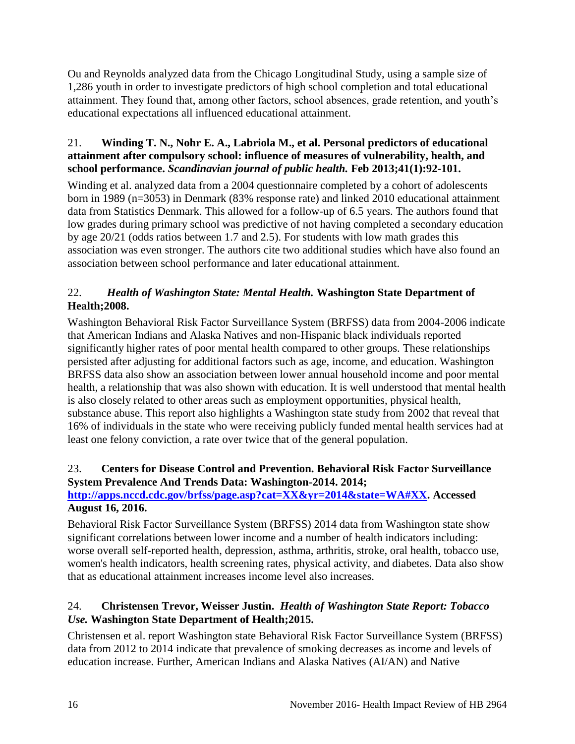Ou and Reynolds analyzed data from the Chicago Longitudinal Study, using a sample size of 1,286 youth in order to investigate predictors of high school completion and total educational attainment. They found that, among other factors, school absences, grade retention, and youth's educational expectations all influenced educational attainment.

21. **Winding T. N., Nohr E. A., Labriola M., et al. Personal predictors of educational attainment after compulsory school: influence of measures of vulnerability, health, and school performance.** ***Scandinavian journal of public health.*** **Feb 2013;41(1):92-101.**

Winding et al. analyzed data from a 2004 questionnaire completed by a cohort of adolescents born in 1989 (n=3053) in Denmark (83% response rate) and linked 2010 educational attainment data from Statistics Denmark. This allowed for a follow-up of 6.5 years. The authors found that low grades during primary school was predictive of not having completed a secondary education by age 20/21 (odds ratios between 1.7 and 2.5). For students with low math grades this association was even stronger. The authors cite two additional studies which have also found an association between school performance and later educational attainment.

22. ***Health of Washington State: Mental Health.*** **Washington State Department of Health;2008.**

Washington Behavioral Risk Factor Surveillance System (BRFSS) data from 2004-2006 indicate that American Indians and Alaska Natives and non-Hispanic black individuals reported significantly higher rates of poor mental health compared to other groups. These relationships persisted after adjusting for additional factors such as age, income, and education. Washington BRFSS data also show an association between lower annual household income and poor mental health, a relationship that was also shown with education. It is well understood that mental health is also closely related to other areas such as employment opportunities, physical health, substance abuse. This report also highlights a Washington state study from 2002 that reveal that 16% of individuals in the state who were receiving publicly funded mental health services had at least one felony conviction, a rate over twice that of the general population.

23. **Centers for Disease Control and Prevention. Behavioral Risk Factor Surveillance System Prevalence And Trends Data: Washington-2014. 2014; [http://apps.nccd.cdc.gov/brfss/page.asp?cat=XX&yr=2014&state=WA#XX](http://apps.nccd.cdc.gov/brfss/page.asp?cat=XX&yr=2014&state=WA#XX). Accessed August 16, 2016.**

Behavioral Risk Factor Surveillance System (BRFSS) 2014 data from Washington state show significant correlations between lower income and a number of health indicators including: worse overall self-reported health, depression, asthma, arthritis, stroke, oral health, tobacco use, women's health indicators, health screening rates, physical activity, and diabetes. Data also show that as educational attainment increases income level also increases.

24. **Christensen Trevor, Weisser Justin.** ***Health of Washington State Report: Tobacco Use.*** **Washington State Department of Health;2015.**

Christensen et al. report Washington state Behavioral Risk Factor Surveillance System (BRFSS) data from 2012 to 2014 indicate that prevalence of smoking decreases as income and levels of education increase. Further, American Indians and Alaska Natives (AI/AN) and Native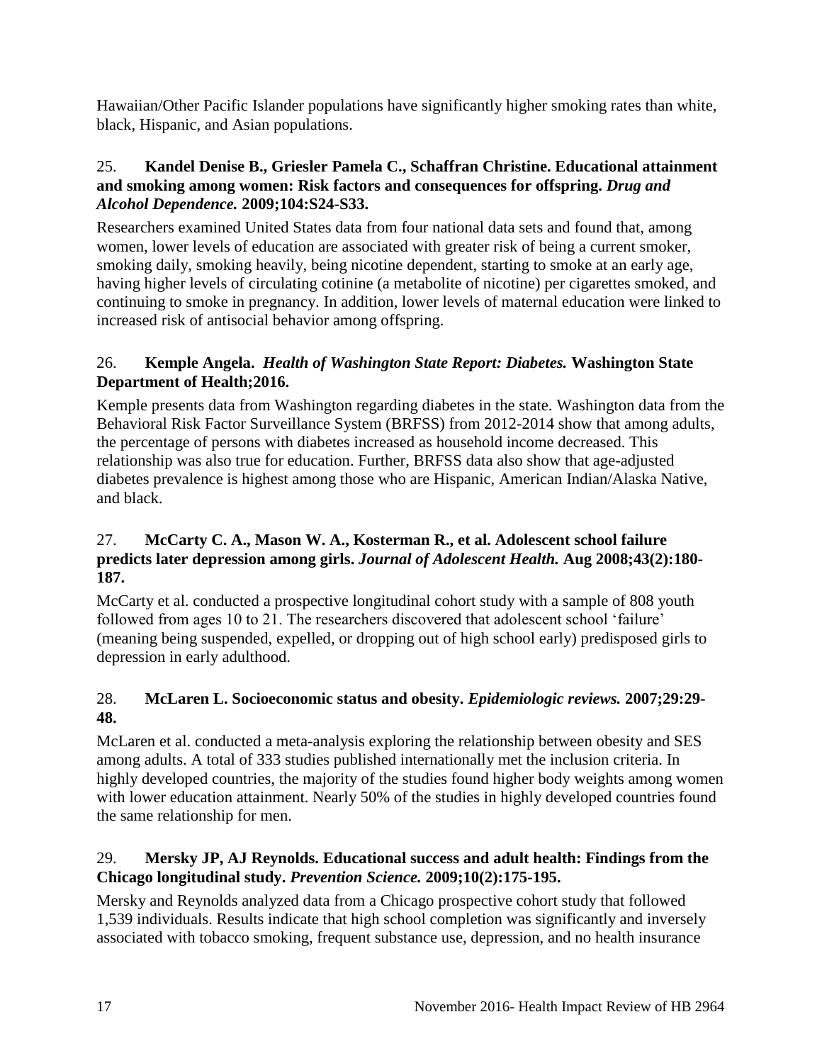Hawaiian/Other Pacific Islander populations have significantly higher smoking rates than white, black, Hispanic, and Asian populations.

25. **Kandel Denise B., Griesler Pamela C., Schaffran Christine. Educational attainment and smoking among women: Risk factors and consequences for offspring.** ***Drug and Alcohol Dependence.*** **2009;104:S24-S33.**

Researchers examined United States data from four national data sets and found that, among women, lower levels of education are associated with greater risk of being a current smoker, smoking daily, smoking heavily, being nicotine dependent, starting to smoke at an early age, having higher levels of circulating cotinine (a metabolite of nicotine) per cigarettes smoked, and continuing to smoke in pregnancy. In addition, lower levels of maternal education were linked to increased risk of antisocial behavior among offspring.

26. **Kemple Angela.** ***Health of Washington State Report: Diabetes.*** **Washington State Department of Health;2016.**

Kemple presents data from Washington regarding diabetes in the state. Washington data from the Behavioral Risk Factor Surveillance System (BRFSS) from 2012-2014 show that among adults, the percentage of persons with diabetes increased as household income decreased. This relationship was also true for education. Further, BRFSS data also show that age-adjusted diabetes prevalence is highest among those who are Hispanic, American Indian/Alaska Native, and black.

27. **McCarty C. A., Mason W. A., Kosterman R., et al. Adolescent school failure predicts later depression among girls.** ***Journal of Adolescent Health.*** **Aug 2008;43(2):180-187.**

McCarty et al. conducted a prospective longitudinal cohort study with a sample of 808 youth followed from ages 10 to 21. The researchers discovered that adolescent school 'failure' (meaning being suspended, expelled, or dropping out of high school early) predisposed girls to depression in early adulthood.

28. **McLaren L. Socioeconomic status and obesity.** ***Epidemiologic reviews.*** **2007;29:29-48.**

McLaren et al. conducted a meta-analysis exploring the relationship between obesity and SES among adults. A total of 333 studies published internationally met the inclusion criteria. In highly developed countries, the majority of the studies found higher body weights among women with lower education attainment. Nearly 50% of the studies in highly developed countries found the same relationship for men.

29. **Mersky JP, AJ Reynolds. Educational success and adult health: Findings from the Chicago longitudinal study.** ***Prevention Science.*** **2009;10(2):175-195.**

Mersky and Reynolds analyzed data from a Chicago prospective cohort study that followed 1,539 individuals. Results indicate that high school completion was significantly and inversely associated with tobacco smoking, frequent substance use, depression, and no health insurance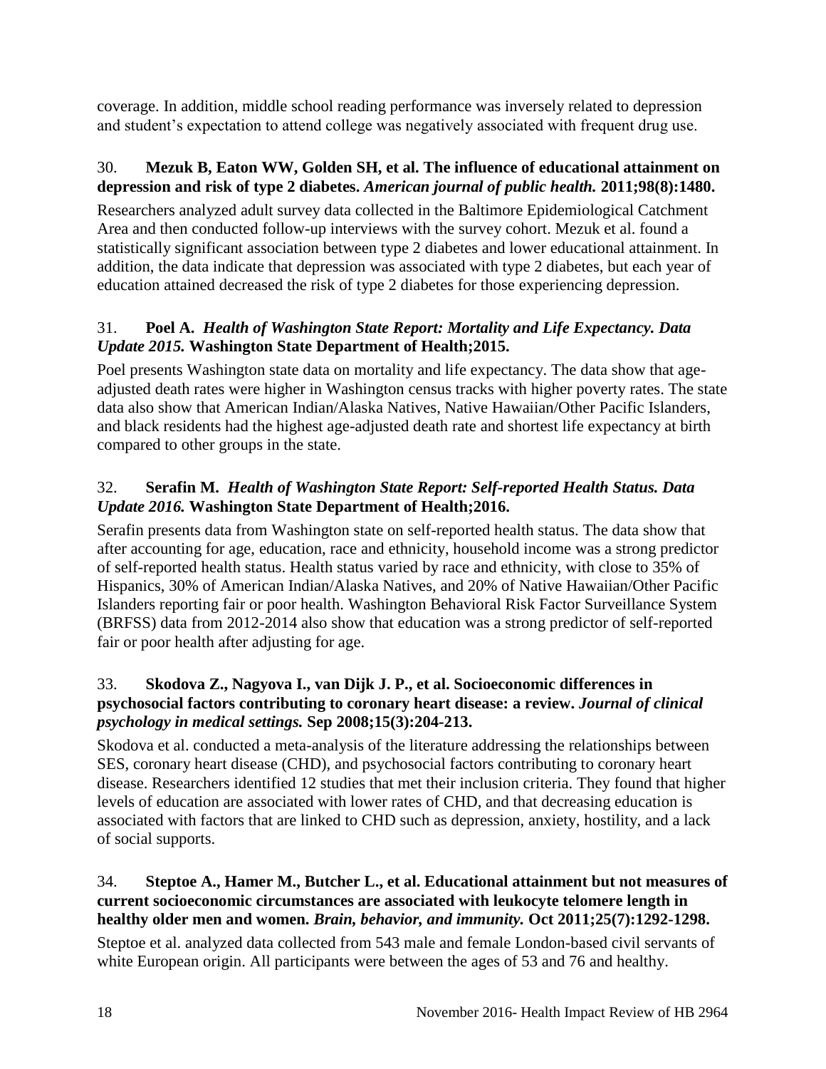coverage. In addition, middle school reading performance was inversely related to depression and student's expectation to attend college was negatively associated with frequent drug use.

30. **Mezuk B, Eaton WW, Golden SH, et al. The influence of educational attainment on depression and risk of type 2 diabetes. *American journal of public health.* 2011;98(8):1480.**

Researchers analyzed adult survey data collected in the Baltimore Epidemiological Catchment Area and then conducted follow-up interviews with the survey cohort. Mezuk et al. found a statistically significant association between type 2 diabetes and lower educational attainment. In addition, the data indicate that depression was associated with type 2 diabetes, but each year of education attained decreased the risk of type 2 diabetes for those experiencing depression.

31. **Poel A. *Health of Washington State Report: Mortality and Life Expectancy. Data Update 2015.* Washington State Department of Health;2015.**

Poel presents Washington state data on mortality and life expectancy. The data show that age-adjusted death rates were higher in Washington census tracks with higher poverty rates. The state data also show that American Indian/Alaska Natives, Native Hawaiian/Other Pacific Islanders, and black residents had the highest age-adjusted death rate and shortest life expectancy at birth compared to other groups in the state.

32. **Serafin M. *Health of Washington State Report: Self-reported Health Status. Data Update 2016.* Washington State Department of Health;2016.**

Serafin presents data from Washington state on self-reported health status. The data show that after accounting for age, education, race and ethnicity, household income was a strong predictor of self-reported health status. Health status varied by race and ethnicity, with close to 35% of Hispanics, 30% of American Indian/Alaska Natives, and 20% of Native Hawaiian/Other Pacific Islanders reporting fair or poor health. Washington Behavioral Risk Factor Surveillance System (BRFSS) data from 2012-2014 also show that education was a strong predictor of self-reported fair or poor health after adjusting for age.

33. **Skodova Z., Nagyova I., van Dijk J. P., et al. Socioeconomic differences in psychosocial factors contributing to coronary heart disease: a review. *Journal of clinical psychology in medical settings.* Sep 2008;15(3):204-213.**

Skodova et al. conducted a meta-analysis of the literature addressing the relationships between SES, coronary heart disease (CHD), and psychosocial factors contributing to coronary heart disease. Researchers identified 12 studies that met their inclusion criteria. They found that higher levels of education are associated with lower rates of CHD, and that decreasing education is associated with factors that are linked to CHD such as depression, anxiety, hostility, and a lack of social supports.

34. **Steptoe A., Hamer M., Butcher L., et al. Educational attainment but not measures of current socioeconomic circumstances are associated with leukocyte telomere length in healthy older men and women. *Brain, behavior, and immunity.* Oct 2011;25(7):1292-1298.**

Steptoe et al. analyzed data collected from 543 male and female London-based civil servants of white European origin. All participants were between the ages of 53 and 76 and healthy.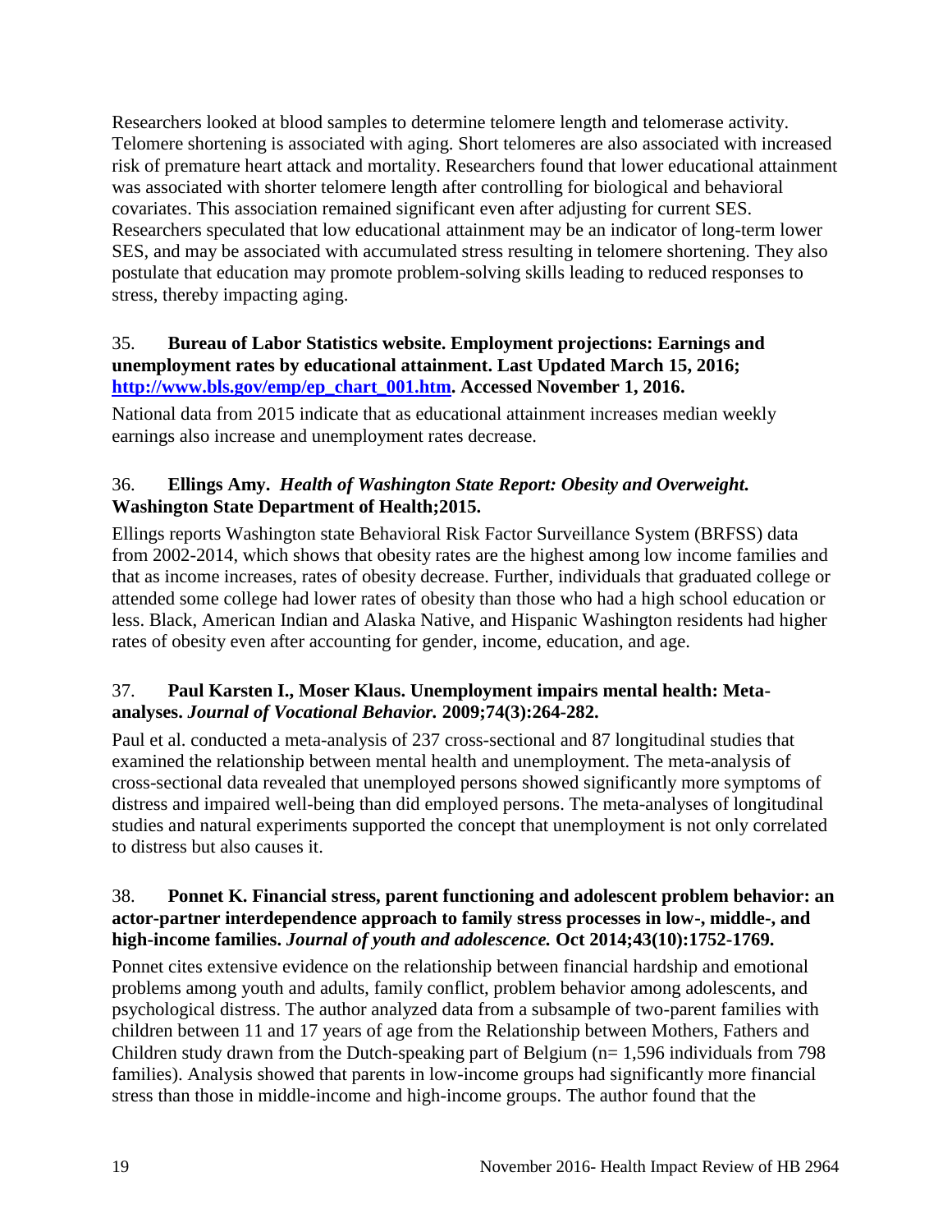Researchers looked at blood samples to determine telomere length and telomerase activity. Telomere shortening is associated with aging. Short telomeres are also associated with increased risk of premature heart attack and mortality. Researchers found that lower educational attainment was associated with shorter telomere length after controlling for biological and behavioral covariates. This association remained significant even after adjusting for current SES. Researchers speculated that low educational attainment may be an indicator of long-term lower SES, and may be associated with accumulated stress resulting in telomere shortening. They also postulate that education may promote problem-solving skills leading to reduced responses to stress, thereby impacting aging.

35. **Bureau of Labor Statistics website. Employment projections: Earnings and unemployment rates by educational attainment. Last Updated March 15, 2016; [http://www.bls.gov/emp/ep_chart_001.htm](http://www.bls.gov/emp/ep_chart_001.htm). Accessed November 1, 2016.**

National data from 2015 indicate that as educational attainment increases median weekly earnings also increase and unemployment rates decrease.

36. **Ellings Amy.** ***Health of Washington State Report: Obesity and Overweight.*** **Washington State Department of Health;2015.**

Ellings reports Washington state Behavioral Risk Factor Surveillance System (BRFSS) data from 2002-2014, which shows that obesity rates are the highest among low income families and that as income increases, rates of obesity decrease. Further, individuals that graduated college or attended some college had lower rates of obesity than those who had a high school education or less. Black, American Indian and Alaska Native, and Hispanic Washington residents had higher rates of obesity even after accounting for gender, income, education, and age.

37. **Paul Karsten I., Moser Klaus. Unemployment impairs mental health: Meta-analyses.** ***Journal of Vocational Behavior.*** **2009;74(3):264-282.**

Paul et al. conducted a meta-analysis of 237 cross-sectional and 87 longitudinal studies that examined the relationship between mental health and unemployment. The meta-analysis of cross-sectional data revealed that unemployed persons showed significantly more symptoms of distress and impaired well-being than did employed persons. The meta-analyses of longitudinal studies and natural experiments supported the concept that unemployment is not only correlated to distress but also causes it.

38. **Ponnet K. Financial stress, parent functioning and adolescent problem behavior: an actor-partner interdependence approach to family stress processes in low-, middle-, and high-income families.** ***Journal of youth and adolescence.*** **Oct 2014;43(10):1752-1769.**

Ponnet cites extensive evidence on the relationship between financial hardship and emotional problems among youth and adults, family conflict, problem behavior among adolescents, and psychological distress. The author analyzed data from a subsample of two-parent families with children between 11 and 17 years of age from the Relationship between Mothers, Fathers and Children study drawn from the Dutch-speaking part of Belgium (n= 1,596 individuals from 798 families). Analysis showed that parents in low-income groups had significantly more financial stress than those in middle-income and high-income groups. The author found that the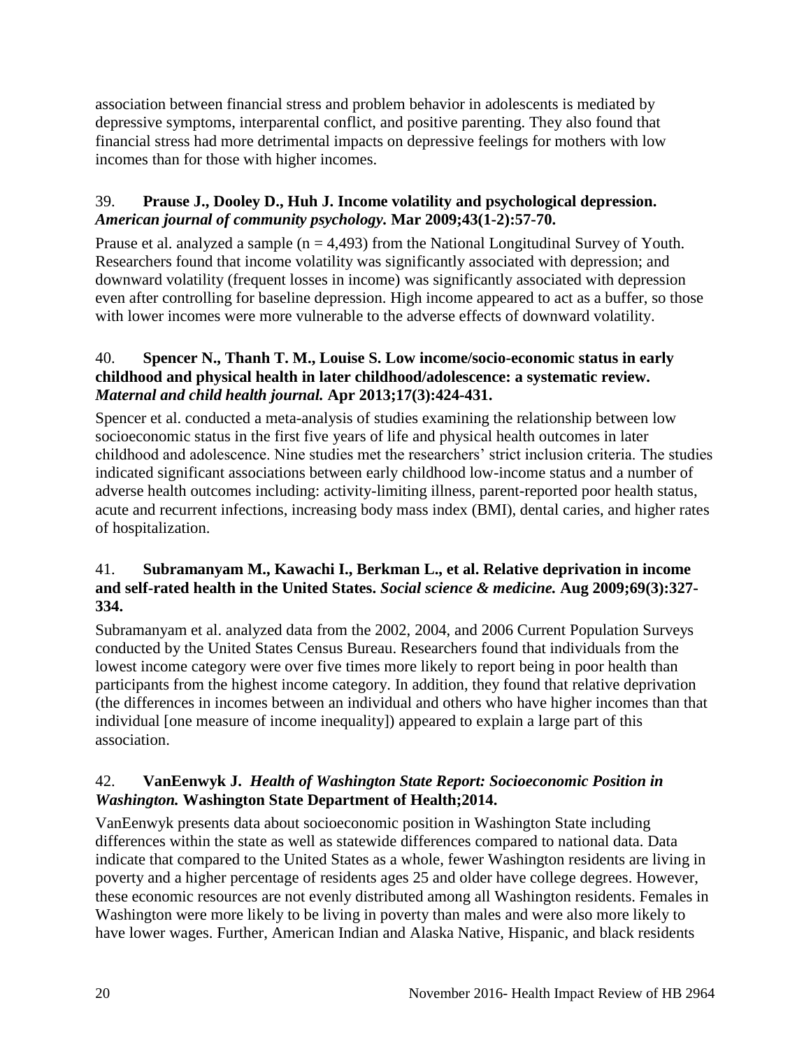association between financial stress and problem behavior in adolescents is mediated by depressive symptoms, interparental conflict, and positive parenting. They also found that financial stress had more detrimental impacts on depressive feelings for mothers with low incomes than for those with higher incomes.

39. **Prause J., Dooley D., Huh J. Income volatility and psychological depression.** ***American journal of community psychology.*** **Mar 2009;43(1-2):57-70.**

Prause et al. analyzed a sample (n = 4,493) from the National Longitudinal Survey of Youth. Researchers found that income volatility was significantly associated with depression; and downward volatility (frequent losses in income) was significantly associated with depression even after controlling for baseline depression. High income appeared to act as a buffer, so those with lower incomes were more vulnerable to the adverse effects of downward volatility.

40. **Spencer N., Thanh T. M., Louise S. Low income/socio-economic status in early childhood and physical health in later childhood/adolescence: a systematic review.** ***Maternal and child health journal.*** **Apr 2013;17(3):424-431.**

Spencer et al. conducted a meta-analysis of studies examining the relationship between low socioeconomic status in the first five years of life and physical health outcomes in later childhood and adolescence. Nine studies met the researchers' strict inclusion criteria. The studies indicated significant associations between early childhood low-income status and a number of adverse health outcomes including: activity-limiting illness, parent-reported poor health status, acute and recurrent infections, increasing body mass index (BMI), dental caries, and higher rates of hospitalization.

41. **Subramanyam M., Kawachi I., Berkman L., et al. Relative deprivation in income and self-rated health in the United States.** ***Social science & medicine.*** **Aug 2009;69(3):327-334.**

Subramanyam et al. analyzed data from the 2002, 2004, and 2006 Current Population Surveys conducted by the United States Census Bureau. Researchers found that individuals from the lowest income category were over five times more likely to report being in poor health than participants from the highest income category. In addition, they found that relative deprivation (the differences in incomes between an individual and others who have higher incomes than that individual [one measure of income inequality]) appeared to explain a large part of this association.

42. **VanEenwyk J.** ***Health of Washington State Report: Socioeconomic Position in Washington.*** **Washington State Department of Health;2014.**

VanEenwyk presents data about socioeconomic position in Washington State including differences within the state as well as statewide differences compared to national data. Data indicate that compared to the United States as a whole, fewer Washington residents are living in poverty and a higher percentage of residents ages 25 and older have college degrees. However, these economic resources are not evenly distributed among all Washington residents. Females in Washington were more likely to be living in poverty than males and were also more likely to have lower wages. Further, American Indian and Alaska Native, Hispanic, and black residents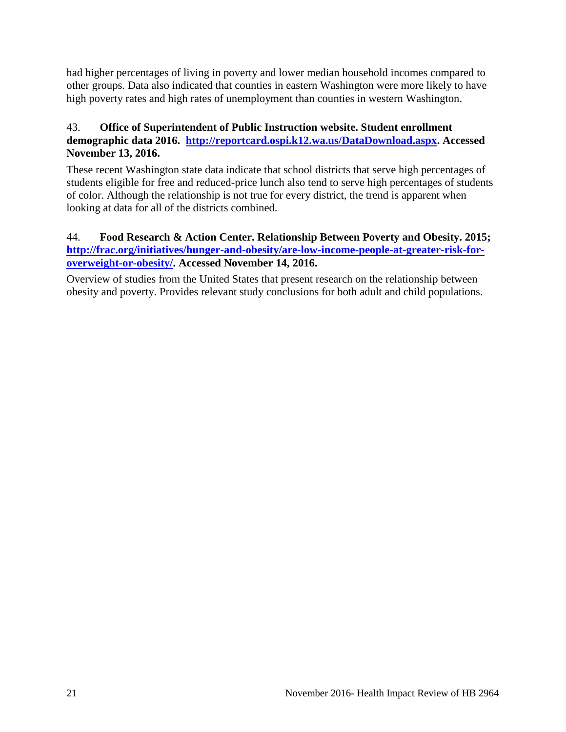had higher percentages of living in poverty and lower median household incomes compared to other groups. Data also indicated that counties in eastern Washington were more likely to have high poverty rates and high rates of unemployment than counties in western Washington.

43. **Office of Superintendent of Public Instruction website. Student enrollment demographic data 2016. [http://reportcard.ospi.k12.wa.us/DataDownload.aspx](http://reportcard.ospi.k12.wa.us/DataDownload.aspx). Accessed November 13, 2016.**

These recent Washington state data indicate that school districts that serve high percentages of students eligible for free and reduced-price lunch also tend to serve high percentages of students of color. Although the relationship is not true for every district, the trend is apparent when looking at data for all of the districts combined.

44. **Food Research & Action Center. Relationship Between Poverty and Obesity. 2015; [http://frac.org/initiatives/hunger-and-obesity/are-low-income-people-at-greater-risk-for-overweight-or-obesity/](http://frac.org/initiatives/hunger-and-obesity/are-low-income-people-at-greater-risk-for-overweight-or-obesity/). Accessed November 14, 2016.**

Overview of studies from the United States that present research on the relationship between obesity and poverty. Provides relevant study conclusions for both adult and child populations.